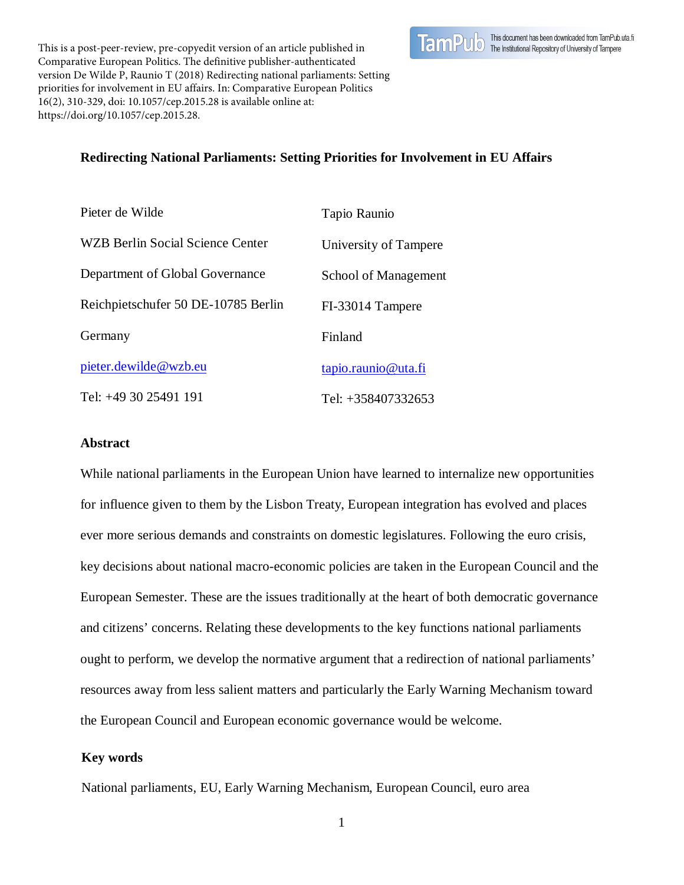This is a post-peer-review, pre-copyedit version of an article published in Comparative European Politics. The definitive publisher-authenticated version De Wilde P, Raunio T (2018) Redirecting national parliaments: Setting priorities for involvement in EU affairs. In: Comparative European Politics 16(2), 310-329, doi: 10.1057/cep.2015.28 is available online at: https://doi.org/10.1057/cep.2015.28.

# Redirecting National Parliaments: Setting Priorities for Involvement in EU Affairs

Pieter de Wilde
WZB Berlin Social Science Center
Department of Global Governance
Reichpietschufer 50 DE-10785 Berlin
Germany
pieter.dewilde@wzb.eu
Tel: +49 30 25491 191

Tapio Raunio
University of Tampere
School of Management
FI-33014 Tampere
Finland
tapio.raunio@uta.fi
Tel: +358407332653

## Abstract

While national parliaments in the European Union have learned to internalize new opportunities for influence given to them by the Lisbon Treaty, European integration has evolved and places ever more serious demands and constraints on domestic legislatures. Following the euro crisis, key decisions about national macro-economic policies are taken in the European Council and the European Semester. These are the issues traditionally at the heart of both democratic governance and citizens' concerns. Relating these developments to the key functions national parliaments ought to perform, we develop the normative argument that a redirection of national parliaments' resources away from less salient matters and particularly the Early Warning Mechanism toward the European Council and European economic governance would be welcome.

## Key words

National parliaments, EU, Early Warning Mechanism, European Council, euro area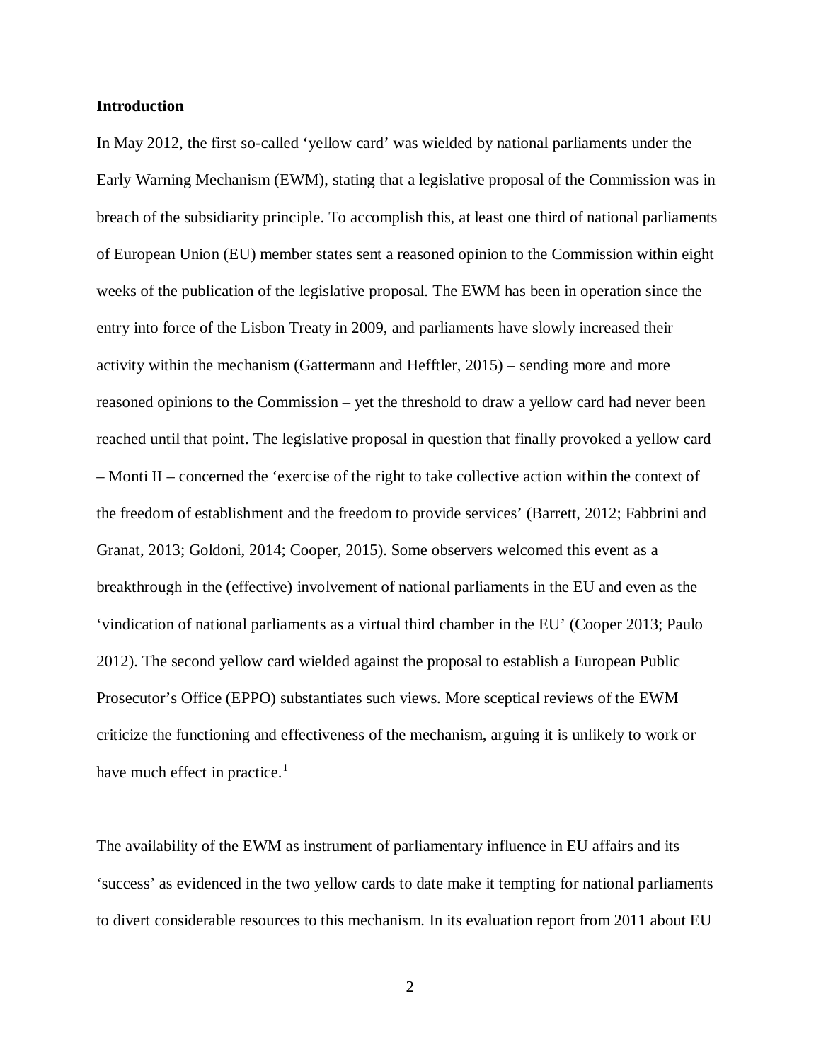**Introduction**

In May 2012, the first so-called 'yellow card' was wielded by national parliaments under the Early Warning Mechanism (EWM), stating that a legislative proposal of the Commission was in breach of the subsidiarity principle. To accomplish this, at least one third of national parliaments of European Union (EU) member states sent a reasoned opinion to the Commission within eight weeks of the publication of the legislative proposal. The EWM has been in operation since the entry into force of the Lisbon Treaty in 2009, and parliaments have slowly increased their activity within the mechanism (Gattermann and Hefftler, 2015) – sending more and more reasoned opinions to the Commission – yet the threshold to draw a yellow card had never been reached until that point. The legislative proposal in question that finally provoked a yellow card – Monti II – concerned the 'exercise of the right to take collective action within the context of the freedom of establishment and the freedom to provide services' (Barrett, 2012; Fabbrini and Granat, 2013; Goldoni, 2014; Cooper, 2015). Some observers welcomed this event as a breakthrough in the (effective) involvement of national parliaments in the EU and even as the 'vindication of national parliaments as a virtual third chamber in the EU' (Cooper 2013; Paulo 2012). The second yellow card wielded against the proposal to establish a European Public Prosecutor's Office (EPPO) substantiates such views. More sceptical reviews of the EWM criticize the functioning and effectiveness of the mechanism, arguing it is unlikely to work or have much effect in practice.[1]

The availability of the EWM as instrument of parliamentary influence in EU affairs and its 'success' as evidenced in the two yellow cards to date make it tempting for national parliaments to divert considerable resources to this mechanism. In its evaluation report from 2011 about EU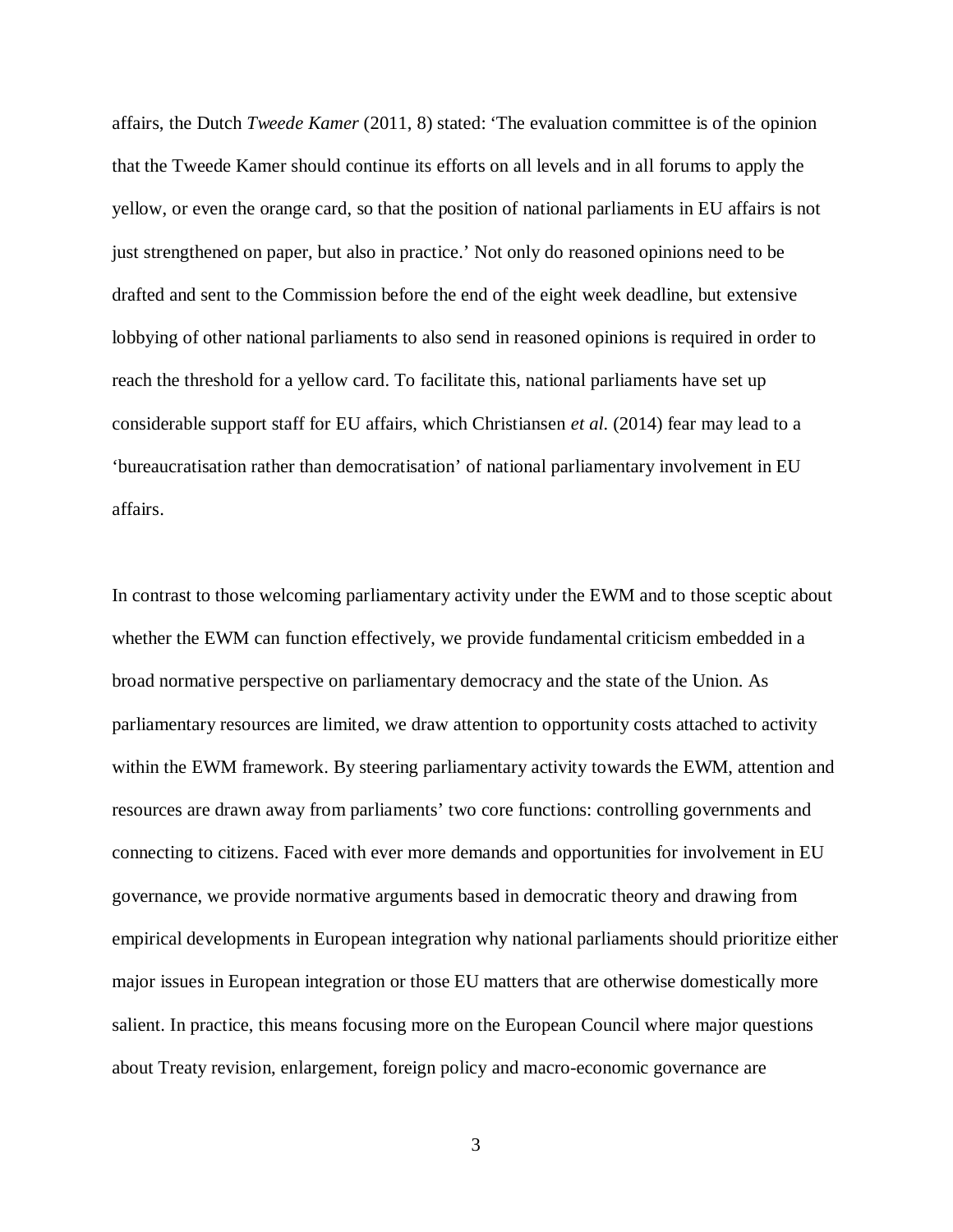affairs, the Dutch *Tweede Kamer* (2011, 8) stated: 'The evaluation committee is of the opinion that the Tweede Kamer should continue its efforts on all levels and in all forums to apply the yellow, or even the orange card, so that the position of national parliaments in EU affairs is not just strengthened on paper, but also in practice.' Not only do reasoned opinions need to be drafted and sent to the Commission before the end of the eight week deadline, but extensive lobbying of other national parliaments to also send in reasoned opinions is required in order to reach the threshold for a yellow card. To facilitate this, national parliaments have set up considerable support staff for EU affairs, which Christiansen *et al.* (2014) fear may lead to a 'bureaucratisation rather than democratisation' of national parliamentary involvement in EU affairs.

In contrast to those welcoming parliamentary activity under the EWM and to those sceptic about whether the EWM can function effectively, we provide fundamental criticism embedded in a broad normative perspective on parliamentary democracy and the state of the Union. As parliamentary resources are limited, we draw attention to opportunity costs attached to activity within the EWM framework. By steering parliamentary activity towards the EWM, attention and resources are drawn away from parliaments' two core functions: controlling governments and connecting to citizens. Faced with ever more demands and opportunities for involvement in EU governance, we provide normative arguments based in democratic theory and drawing from empirical developments in European integration why national parliaments should prioritize either major issues in European integration or those EU matters that are otherwise domestically more salient. In practice, this means focusing more on the European Council where major questions about Treaty revision, enlargement, foreign policy and macro-economic governance are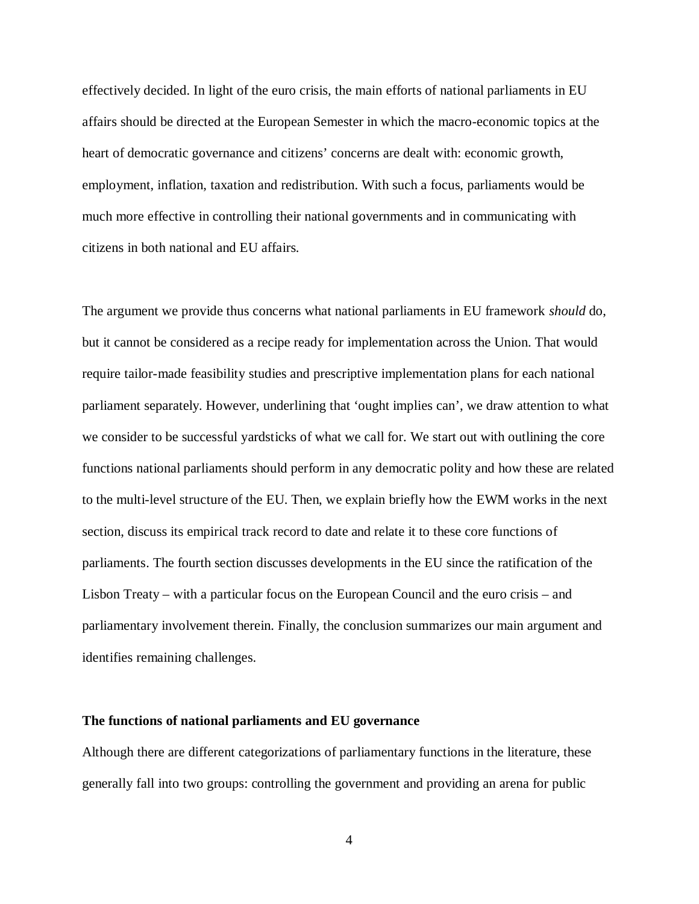effectively decided. In light of the euro crisis, the main efforts of national parliaments in EU affairs should be directed at the European Semester in which the macro-economic topics at the heart of democratic governance and citizens' concerns are dealt with: economic growth, employment, inflation, taxation and redistribution. With such a focus, parliaments would be much more effective in controlling their national governments and in communicating with citizens in both national and EU affairs.

The argument we provide thus concerns what national parliaments in EU framework *should* do, but it cannot be considered as a recipe ready for implementation across the Union. That would require tailor-made feasibility studies and prescriptive implementation plans for each national parliament separately. However, underlining that 'ought implies can', we draw attention to what we consider to be successful yardsticks of what we call for. We start out with outlining the core functions national parliaments should perform in any democratic polity and how these are related to the multi-level structure of the EU. Then, we explain briefly how the EWM works in the next section, discuss its empirical track record to date and relate it to these core functions of parliaments. The fourth section discusses developments in the EU since the ratification of the Lisbon Treaty – with a particular focus on the European Council and the euro crisis – and parliamentary involvement therein. Finally, the conclusion summarizes our main argument and identifies remaining challenges.

**The functions of national parliaments and EU governance**

Although there are different categorizations of parliamentary functions in the literature, these generally fall into two groups: controlling the government and providing an arena for public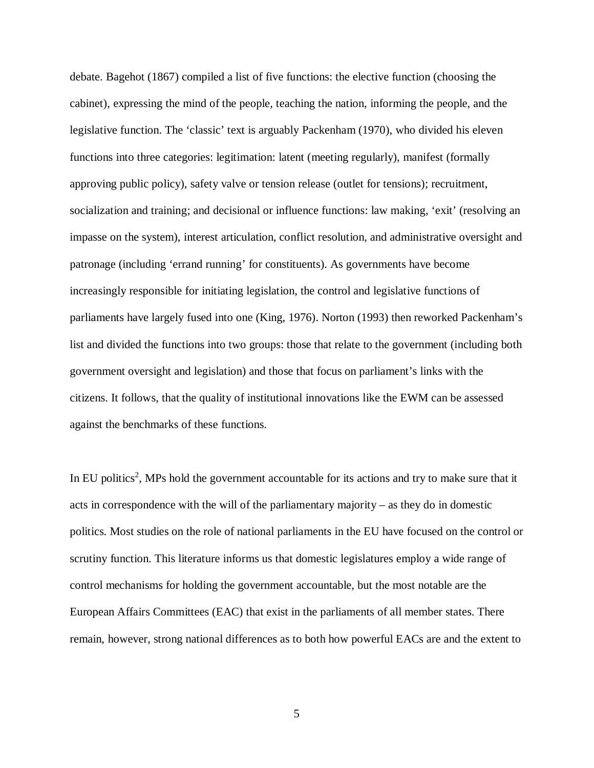debate. Bagehot (1867) compiled a list of five functions: the elective function (choosing the cabinet), expressing the mind of the people, teaching the nation, informing the people, and the legislative function. The 'classic' text is arguably Packenham (1970), who divided his eleven functions into three categories: legitimation: latent (meeting regularly), manifest (formally approving public policy), safety valve or tension release (outlet for tensions); recruitment, socialization and training; and decisional or influence functions: law making, 'exit' (resolving an impasse on the system), interest articulation, conflict resolution, and administrative oversight and patronage (including 'errand running' for constituents). As governments have become increasingly responsible for initiating legislation, the control and legislative functions of parliaments have largely fused into one (King, 1976). Norton (1993) then reworked Packenham's list and divided the functions into two groups: those that relate to the government (including both government oversight and legislation) and those that focus on parliament's links with the citizens. It follows, that the quality of institutional innovations like the EWM can be assessed against the benchmarks of these functions.

In EU politics[2], MPs hold the government accountable for its actions and try to make sure that it acts in correspondence with the will of the parliamentary majority – as they do in domestic politics. Most studies on the role of national parliaments in the EU have focused on the control or scrutiny function. This literature informs us that domestic legislatures employ a wide range of control mechanisms for holding the government accountable, but the most notable are the European Affairs Committees (EAC) that exist in the parliaments of all member states. There remain, however, strong national differences as to both how powerful EACs are and the extent to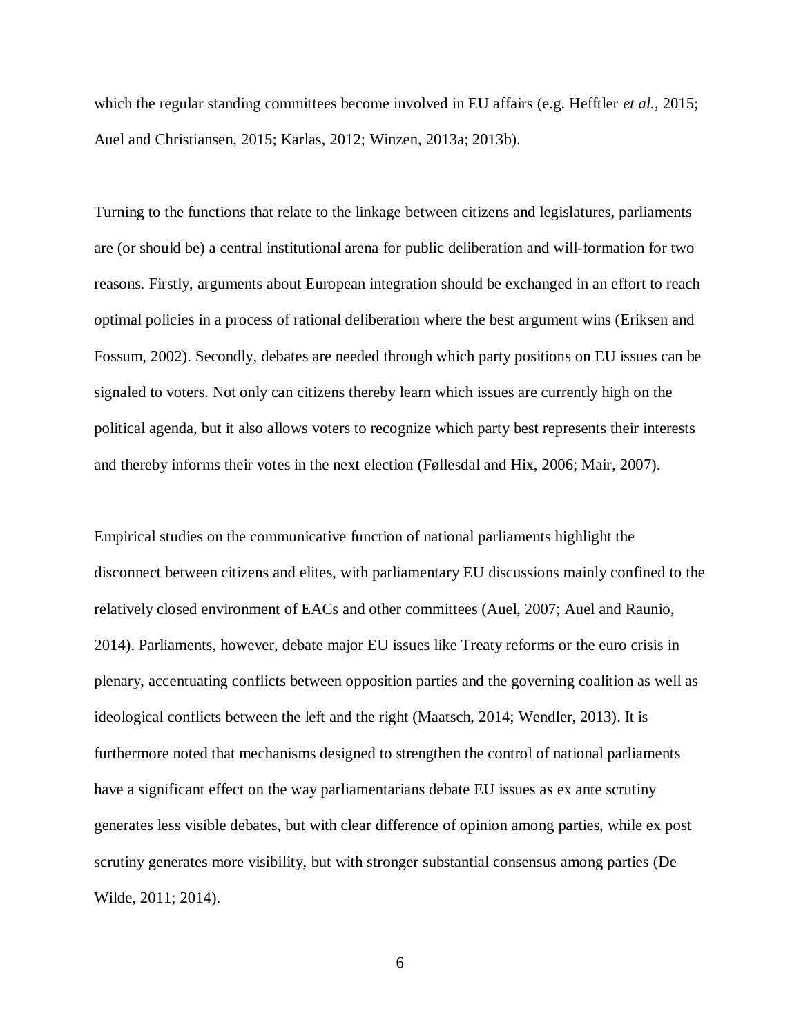which the regular standing committees become involved in EU affairs (e.g. Hefftler *et al.*, 2015; Auel and Christiansen, 2015; Karlas, 2012; Winzen, 2013a; 2013b).

Turning to the functions that relate to the linkage between citizens and legislatures, parliaments are (or should be) a central institutional arena for public deliberation and will-formation for two reasons. Firstly, arguments about European integration should be exchanged in an effort to reach optimal policies in a process of rational deliberation where the best argument wins (Eriksen and Fossum, 2002). Secondly, debates are needed through which party positions on EU issues can be signaled to voters. Not only can citizens thereby learn which issues are currently high on the political agenda, but it also allows voters to recognize which party best represents their interests and thereby informs their votes in the next election (Føllesdal and Hix, 2006; Mair, 2007).

Empirical studies on the communicative function of national parliaments highlight the disconnect between citizens and elites, with parliamentary EU discussions mainly confined to the relatively closed environment of EACs and other committees (Auel, 2007; Auel and Raunio, 2014). Parliaments, however, debate major EU issues like Treaty reforms or the euro crisis in plenary, accentuating conflicts between opposition parties and the governing coalition as well as ideological conflicts between the left and the right (Maatsch, 2014; Wendler, 2013). It is furthermore noted that mechanisms designed to strengthen the control of national parliaments have a significant effect on the way parliamentarians debate EU issues as ex ante scrutiny generates less visible debates, but with clear difference of opinion among parties, while ex post scrutiny generates more visibility, but with stronger substantial consensus among parties (De Wilde, 2011; 2014).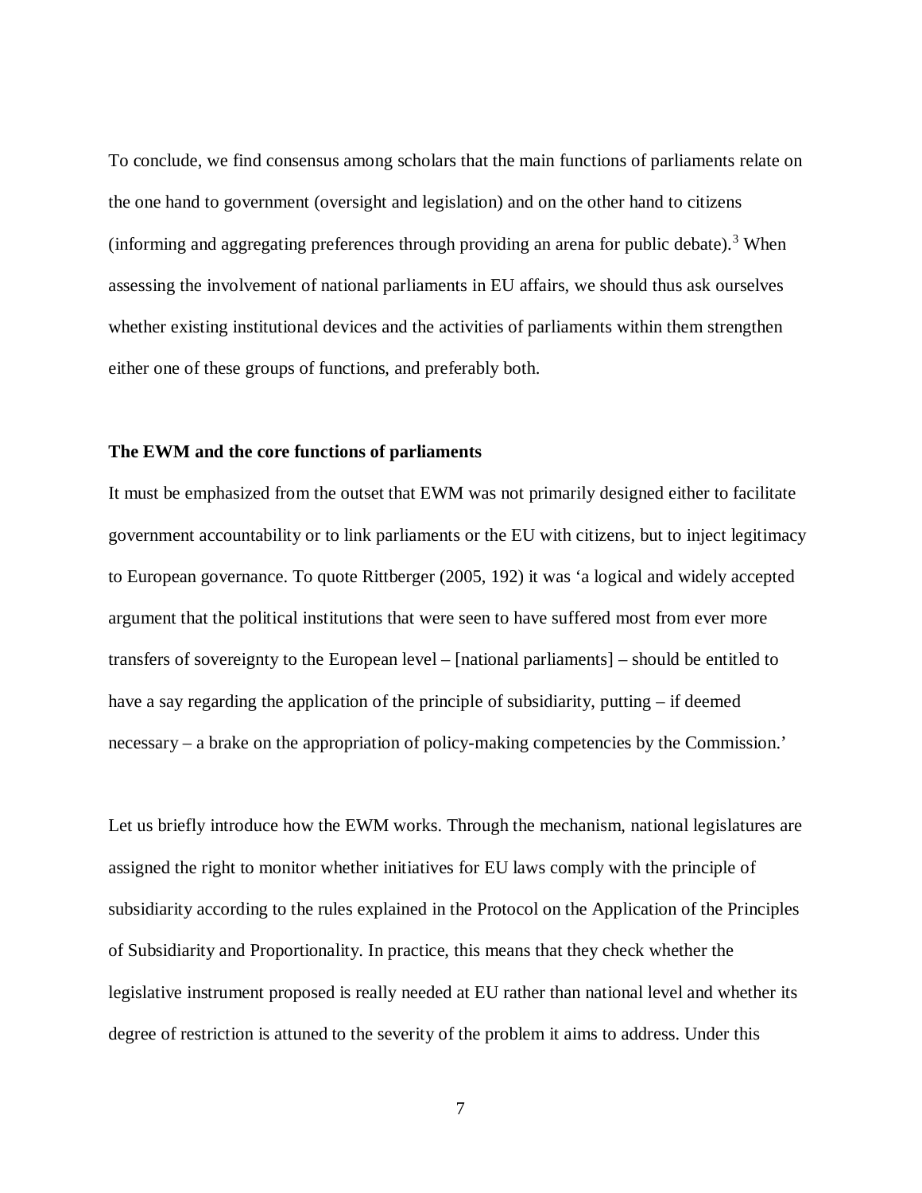To conclude, we find consensus among scholars that the main functions of parliaments relate on the one hand to government (oversight and legislation) and on the other hand to citizens (informing and aggregating preferences through providing an arena for public debate).[3] When assessing the involvement of national parliaments in EU affairs, we should thus ask ourselves whether existing institutional devices and the activities of parliaments within them strengthen either one of these groups of functions, and preferably both.

**The EWM and the core functions of parliaments**

It must be emphasized from the outset that EWM was not primarily designed either to facilitate government accountability or to link parliaments or the EU with citizens, but to inject legitimacy to European governance. To quote Rittberger (2005, 192) it was 'a logical and widely accepted argument that the political institutions that were seen to have suffered most from ever more transfers of sovereignty to the European level – [national parliaments] – should be entitled to have a say regarding the application of the principle of subsidiarity, putting – if deemed necessary – a brake on the appropriation of policy-making competencies by the Commission.'

Let us briefly introduce how the EWM works. Through the mechanism, national legislatures are assigned the right to monitor whether initiatives for EU laws comply with the principle of subsidiarity according to the rules explained in the Protocol on the Application of the Principles of Subsidiarity and Proportionality. In practice, this means that they check whether the legislative instrument proposed is really needed at EU rather than national level and whether its degree of restriction is attuned to the severity of the problem it aims to address. Under this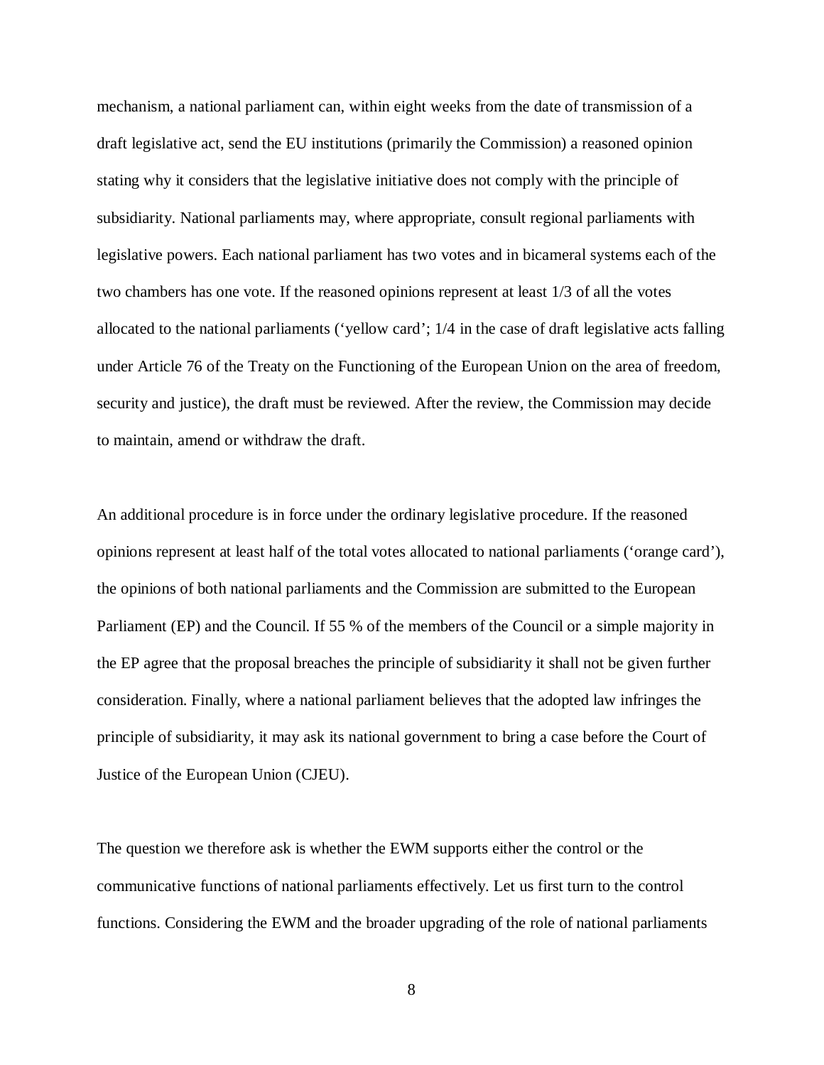mechanism, a national parliament can, within eight weeks from the date of transmission of a draft legislative act, send the EU institutions (primarily the Commission) a reasoned opinion stating why it considers that the legislative initiative does not comply with the principle of subsidiarity. National parliaments may, where appropriate, consult regional parliaments with legislative powers. Each national parliament has two votes and in bicameral systems each of the two chambers has one vote. If the reasoned opinions represent at least 1/3 of all the votes allocated to the national parliaments ('yellow card'; 1/4 in the case of draft legislative acts falling under Article 76 of the Treaty on the Functioning of the European Union on the area of freedom, security and justice), the draft must be reviewed. After the review, the Commission may decide to maintain, amend or withdraw the draft.

An additional procedure is in force under the ordinary legislative procedure. If the reasoned opinions represent at least half of the total votes allocated to national parliaments ('orange card'), the opinions of both national parliaments and the Commission are submitted to the European Parliament (EP) and the Council. If 55 % of the members of the Council or a simple majority in the EP agree that the proposal breaches the principle of subsidiarity it shall not be given further consideration. Finally, where a national parliament believes that the adopted law infringes the principle of subsidiarity, it may ask its national government to bring a case before the Court of Justice of the European Union (CJEU).

The question we therefore ask is whether the EWM supports either the control or the communicative functions of national parliaments effectively. Let us first turn to the control functions. Considering the EWM and the broader upgrading of the role of national parliaments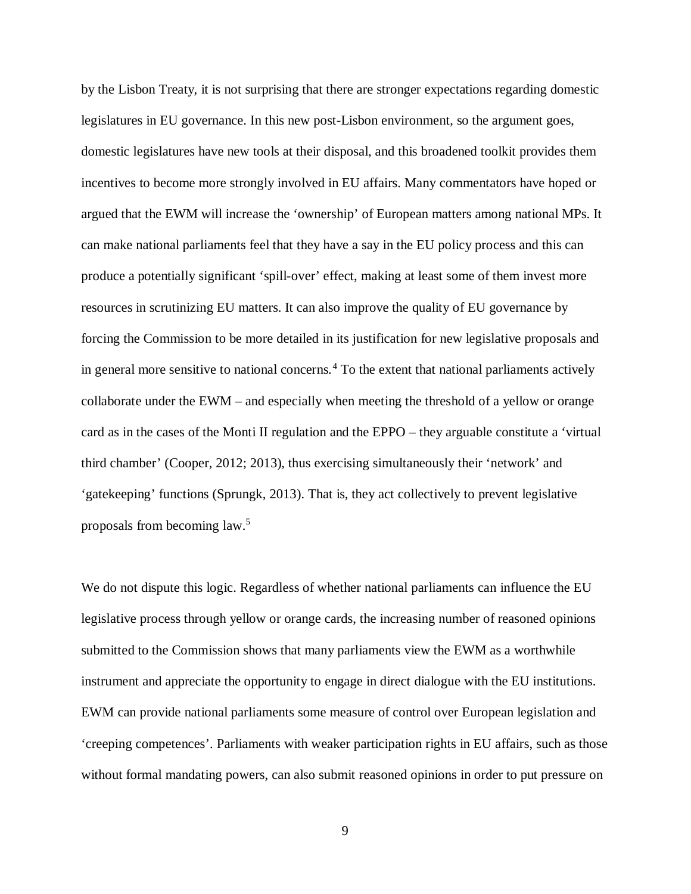by the Lisbon Treaty, it is not surprising that there are stronger expectations regarding domestic legislatures in EU governance. In this new post-Lisbon environment, so the argument goes, domestic legislatures have new tools at their disposal, and this broadened toolkit provides them incentives to become more strongly involved in EU affairs. Many commentators have hoped or argued that the EWM will increase the 'ownership' of European matters among national MPs. It can make national parliaments feel that they have a say in the EU policy process and this can produce a potentially significant 'spill-over' effect, making at least some of them invest more resources in scrutinizing EU matters. It can also improve the quality of EU governance by forcing the Commission to be more detailed in its justification for new legislative proposals and in general more sensitive to national concerns.[4] To the extent that national parliaments actively collaborate under the EWM – and especially when meeting the threshold of a yellow or orange card as in the cases of the Monti II regulation and the EPPO – they arguable constitute a 'virtual third chamber' (Cooper, 2012; 2013), thus exercising simultaneously their 'network' and 'gatekeeping' functions (Sprungk, 2013). That is, they act collectively to prevent legislative proposals from becoming law.[5]

We do not dispute this logic. Regardless of whether national parliaments can influence the EU legislative process through yellow or orange cards, the increasing number of reasoned opinions submitted to the Commission shows that many parliaments view the EWM as a worthwhile instrument and appreciate the opportunity to engage in direct dialogue with the EU institutions. EWM can provide national parliaments some measure of control over European legislation and 'creeping competences'. Parliaments with weaker participation rights in EU affairs, such as those without formal mandating powers, can also submit reasoned opinions in order to put pressure on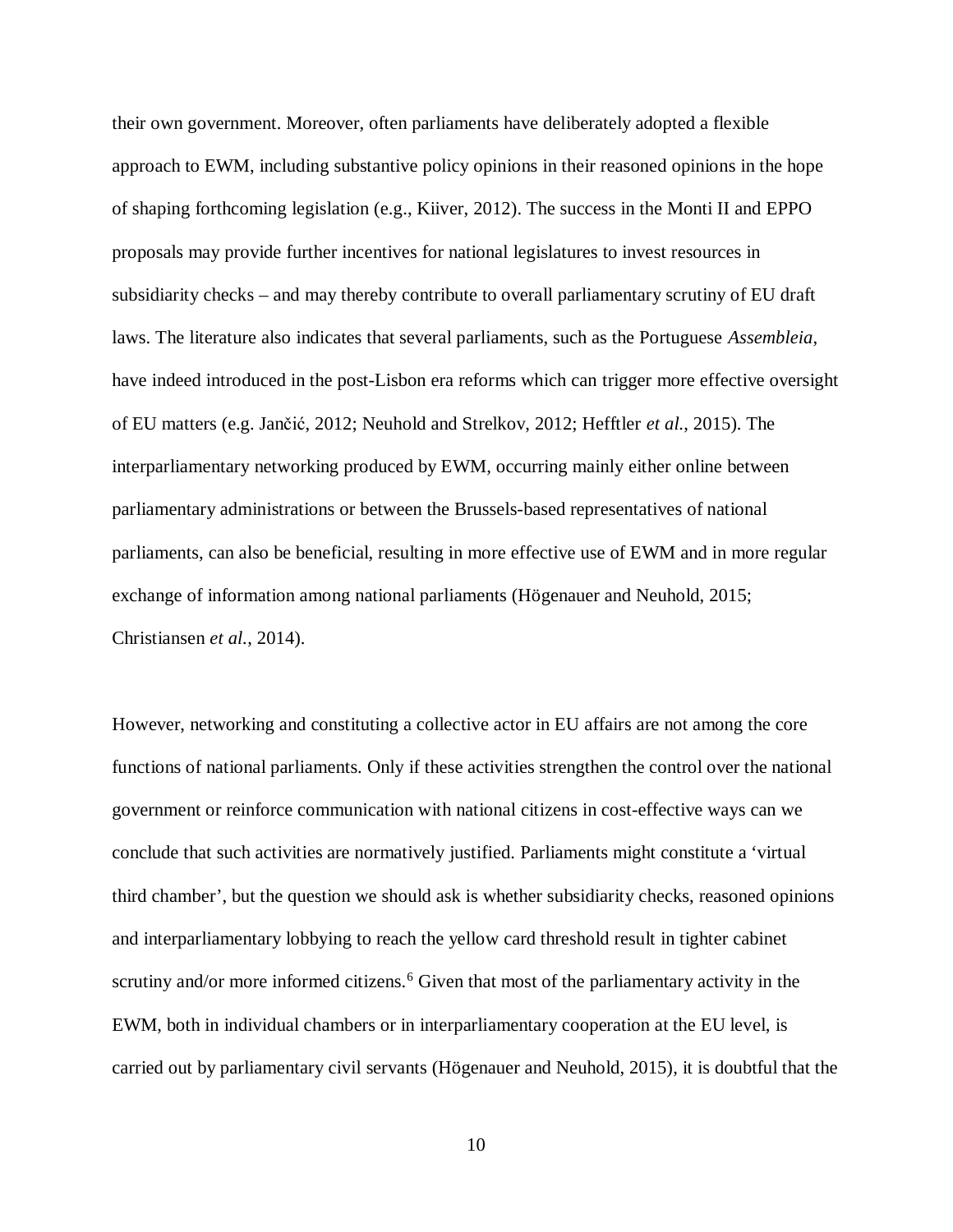their own government. Moreover, often parliaments have deliberately adopted a flexible approach to EWM, including substantive policy opinions in their reasoned opinions in the hope of shaping forthcoming legislation (e.g., Kiiver, 2012). The success in the Monti II and EPPO proposals may provide further incentives for national legislatures to invest resources in subsidiarity checks – and may thereby contribute to overall parliamentary scrutiny of EU draft laws. The literature also indicates that several parliaments, such as the Portuguese *Assembleia*, have indeed introduced in the post-Lisbon era reforms which can trigger more effective oversight of EU matters (e.g. Jančić, 2012; Neuhold and Strelkov, 2012; Hefftler *et al.*, 2015). The interparliamentary networking produced by EWM, occurring mainly either online between parliamentary administrations or between the Brussels-based representatives of national parliaments, can also be beneficial, resulting in more effective use of EWM and in more regular exchange of information among national parliaments (Högenauer and Neuhold, 2015; Christiansen *et al.*, 2014).

However, networking and constituting a collective actor in EU affairs are not among the core functions of national parliaments. Only if these activities strengthen the control over the national government or reinforce communication with national citizens in cost-effective ways can we conclude that such activities are normatively justified. Parliaments might constitute a 'virtual third chamber', but the question we should ask is whether subsidiarity checks, reasoned opinions and interparliamentary lobbying to reach the yellow card threshold result in tighter cabinet scrutiny and/or more informed citizens.[6] Given that most of the parliamentary activity in the EWM, both in individual chambers or in interparliamentary cooperation at the EU level, is carried out by parliamentary civil servants (Högenauer and Neuhold, 2015), it is doubtful that the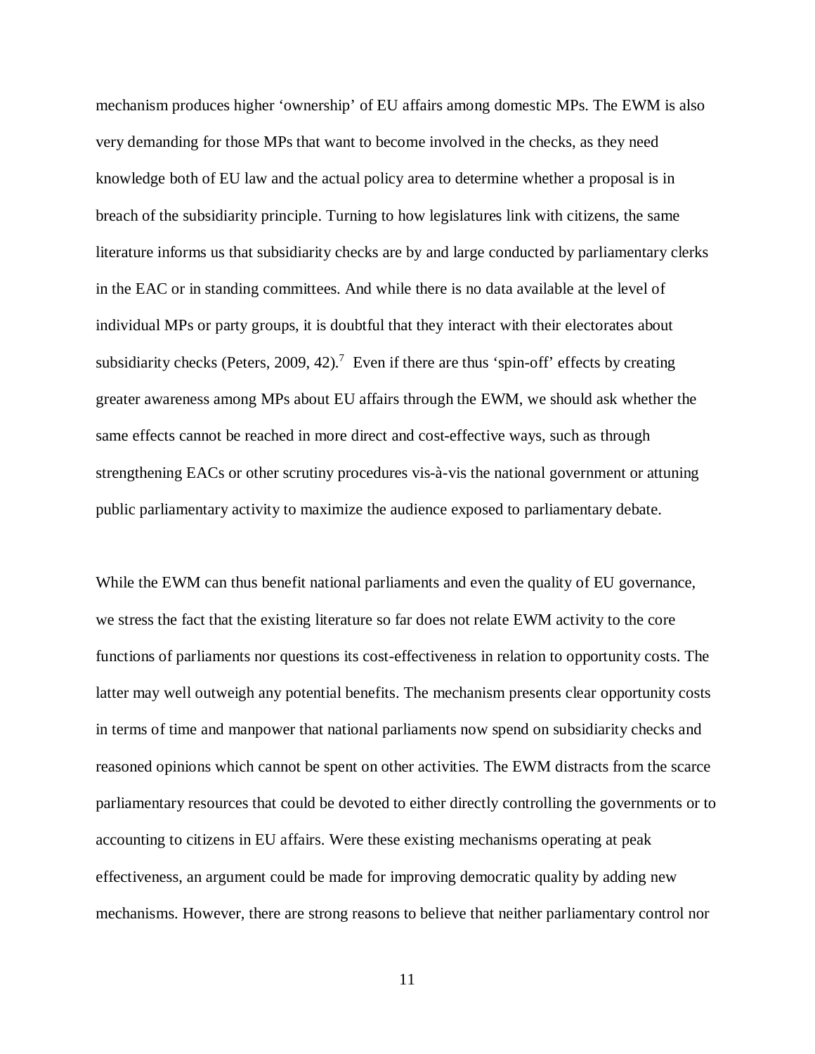mechanism produces higher 'ownership' of EU affairs among domestic MPs. The EWM is also very demanding for those MPs that want to become involved in the checks, as they need knowledge both of EU law and the actual policy area to determine whether a proposal is in breach of the subsidiarity principle. Turning to how legislatures link with citizens, the same literature informs us that subsidiarity checks are by and large conducted by parliamentary clerks in the EAC or in standing committees. And while there is no data available at the level of individual MPs or party groups, it is doubtful that they interact with their electorates about subsidiarity checks (Peters, 2009, 42).[7] Even if there are thus 'spin-off' effects by creating greater awareness among MPs about EU affairs through the EWM, we should ask whether the same effects cannot be reached in more direct and cost-effective ways, such as through strengthening EACs or other scrutiny procedures vis-à-vis the national government or attuning public parliamentary activity to maximize the audience exposed to parliamentary debate.

While the EWM can thus benefit national parliaments and even the quality of EU governance, we stress the fact that the existing literature so far does not relate EWM activity to the core functions of parliaments nor questions its cost-effectiveness in relation to opportunity costs. The latter may well outweigh any potential benefits. The mechanism presents clear opportunity costs in terms of time and manpower that national parliaments now spend on subsidiarity checks and reasoned opinions which cannot be spent on other activities. The EWM distracts from the scarce parliamentary resources that could be devoted to either directly controlling the governments or to accounting to citizens in EU affairs. Were these existing mechanisms operating at peak effectiveness, an argument could be made for improving democratic quality by adding new mechanisms. However, there are strong reasons to believe that neither parliamentary control nor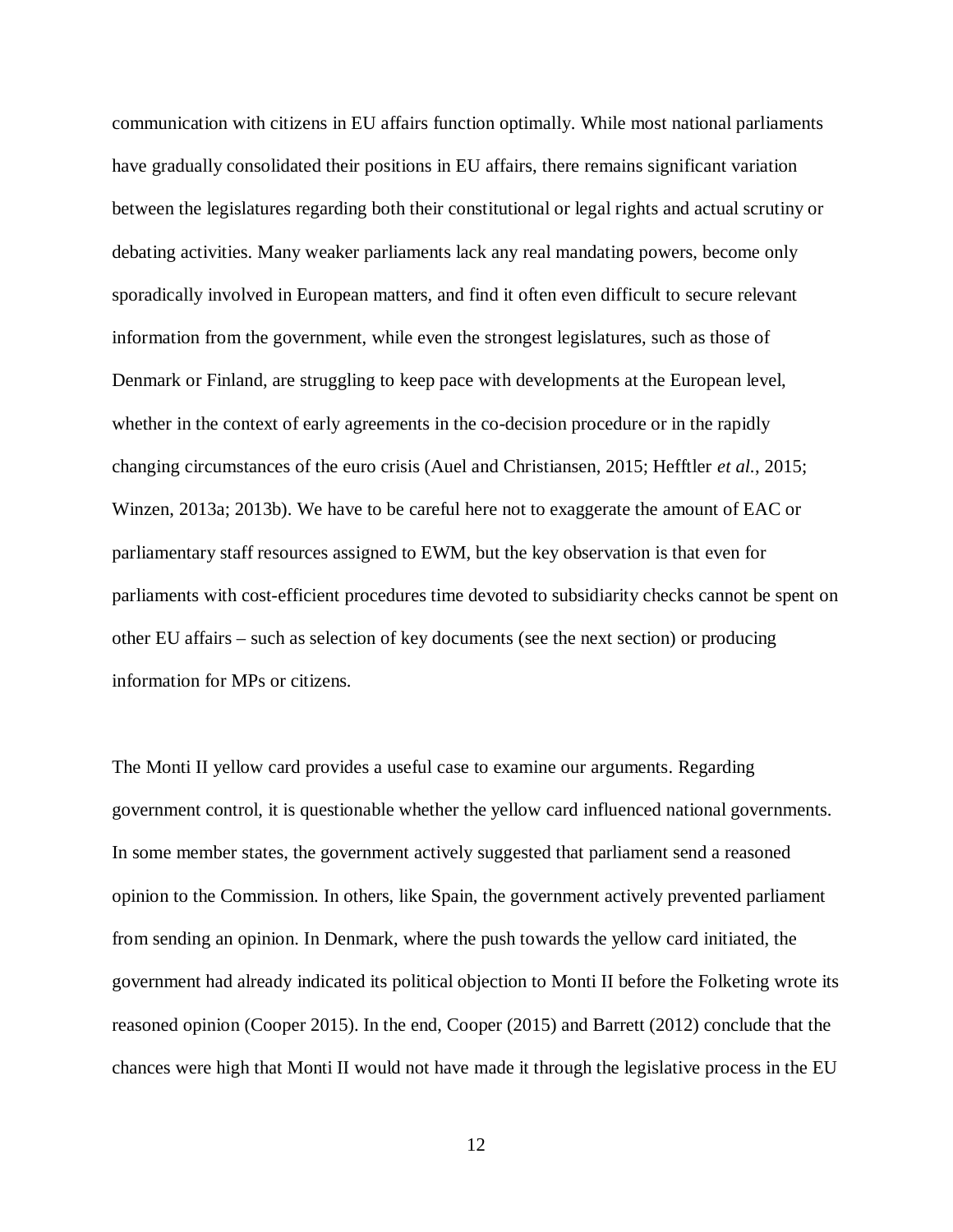communication with citizens in EU affairs function optimally. While most national parliaments have gradually consolidated their positions in EU affairs, there remains significant variation between the legislatures regarding both their constitutional or legal rights and actual scrutiny or debating activities. Many weaker parliaments lack any real mandating powers, become only sporadically involved in European matters, and find it often even difficult to secure relevant information from the government, while even the strongest legislatures, such as those of Denmark or Finland, are struggling to keep pace with developments at the European level, whether in the context of early agreements in the co-decision procedure or in the rapidly changing circumstances of the euro crisis (Auel and Christiansen, 2015; Hefftler *et al.*, 2015; Winzen, 2013a; 2013b). We have to be careful here not to exaggerate the amount of EAC or parliamentary staff resources assigned to EWM, but the key observation is that even for parliaments with cost-efficient procedures time devoted to subsidiarity checks cannot be spent on other EU affairs – such as selection of key documents (see the next section) or producing information for MPs or citizens.

The Monti II yellow card provides a useful case to examine our arguments. Regarding government control, it is questionable whether the yellow card influenced national governments. In some member states, the government actively suggested that parliament send a reasoned opinion to the Commission. In others, like Spain, the government actively prevented parliament from sending an opinion. In Denmark, where the push towards the yellow card initiated, the government had already indicated its political objection to Monti II before the Folketing wrote its reasoned opinion (Cooper 2015). In the end, Cooper (2015) and Barrett (2012) conclude that the chances were high that Monti II would not have made it through the legislative process in the EU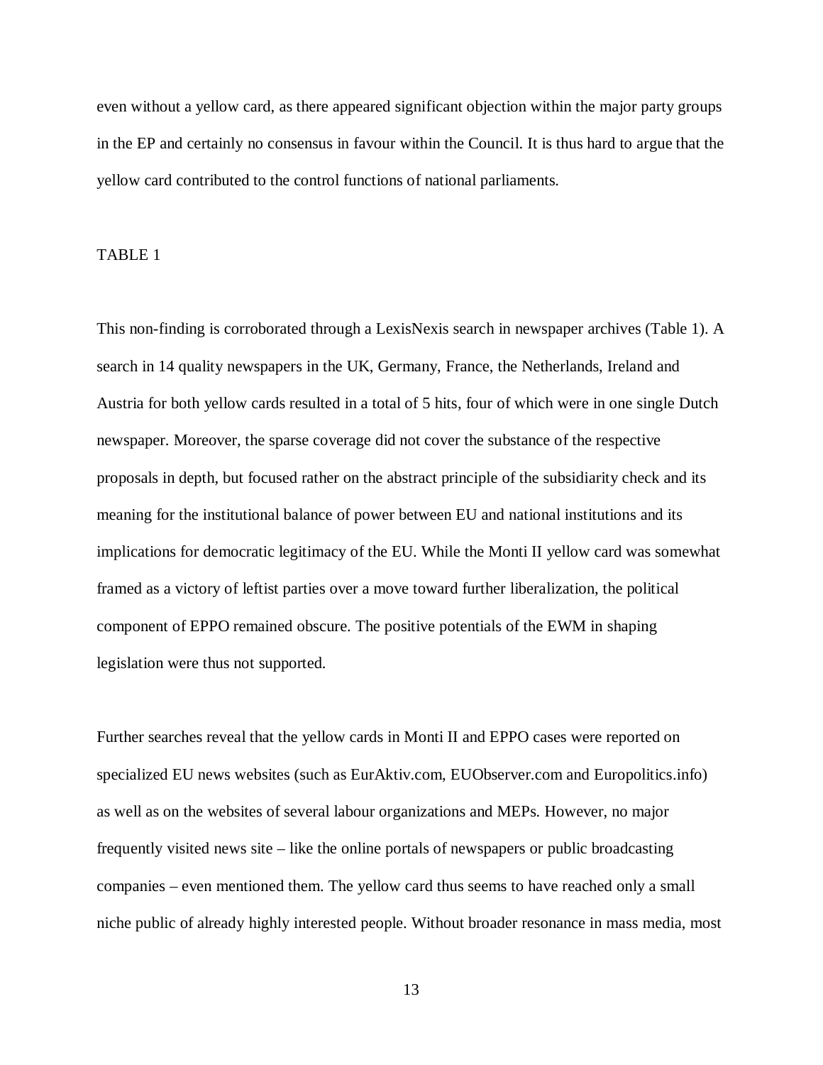even without a yellow card, as there appeared significant objection within the major party groups in the EP and certainly no consensus in favour within the Council. It is thus hard to argue that the yellow card contributed to the control functions of national parliaments.

TABLE 1

This non-finding is corroborated through a LexisNexis search in newspaper archives (Table 1). A search in 14 quality newspapers in the UK, Germany, France, the Netherlands, Ireland and Austria for both yellow cards resulted in a total of 5 hits, four of which were in one single Dutch newspaper. Moreover, the sparse coverage did not cover the substance of the respective proposals in depth, but focused rather on the abstract principle of the subsidiarity check and its meaning for the institutional balance of power between EU and national institutions and its implications for democratic legitimacy of the EU. While the Monti II yellow card was somewhat framed as a victory of leftist parties over a move toward further liberalization, the political component of EPPO remained obscure. The positive potentials of the EWM in shaping legislation were thus not supported.

Further searches reveal that the yellow cards in Monti II and EPPO cases were reported on specialized EU news websites (such as EurAktiv.com, EUObserver.com and Europolitics.info) as well as on the websites of several labour organizations and MEPs. However, no major frequently visited news site – like the online portals of newspapers or public broadcasting companies – even mentioned them. The yellow card thus seems to have reached only a small niche public of already highly interested people. Without broader resonance in mass media, most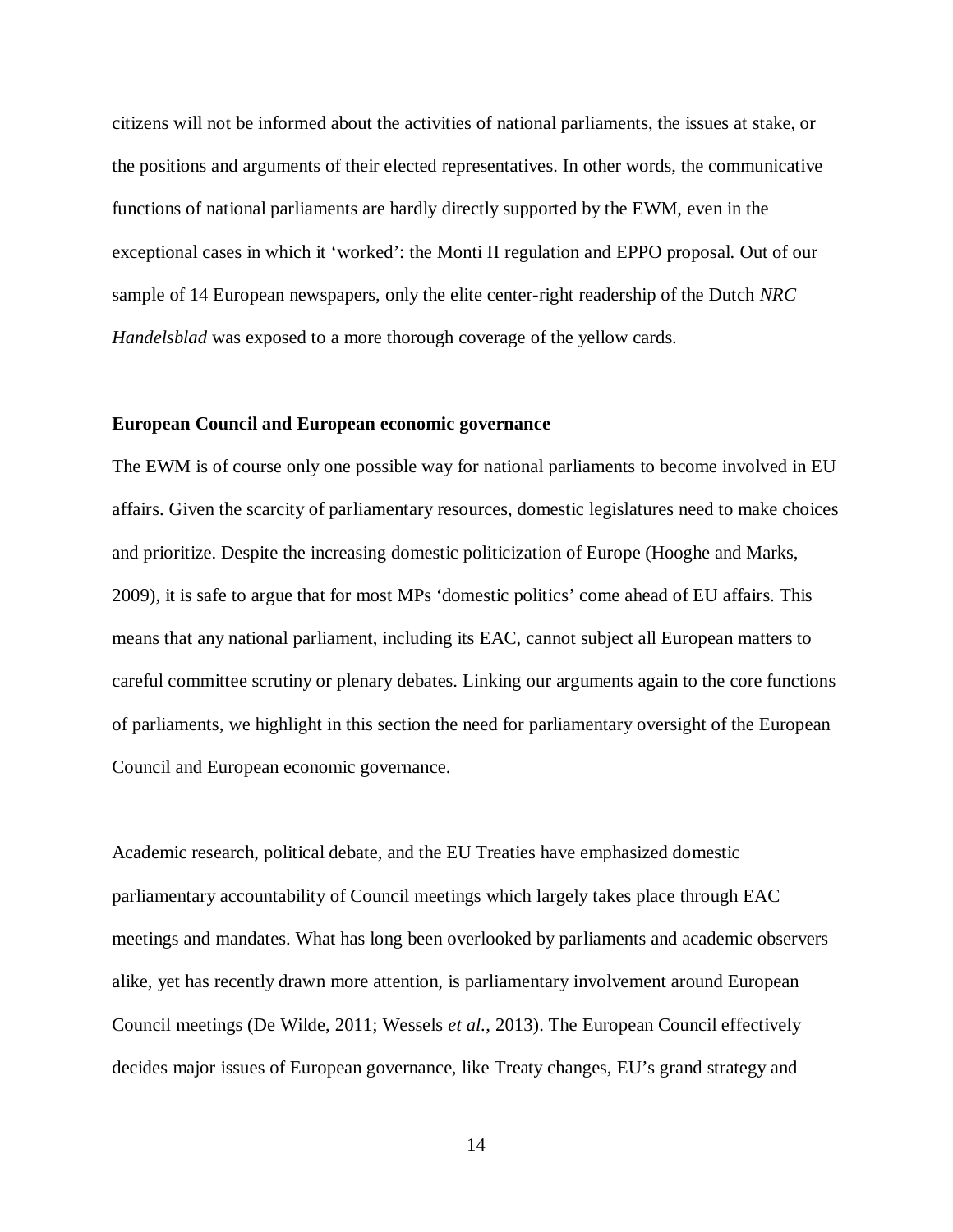citizens will not be informed about the activities of national parliaments, the issues at stake, or the positions and arguments of their elected representatives. In other words, the communicative functions of national parliaments are hardly directly supported by the EWM, even in the exceptional cases in which it 'worked': the Monti II regulation and EPPO proposal. Out of our sample of 14 European newspapers, only the elite center-right readership of the Dutch *NRC Handelsblad* was exposed to a more thorough coverage of the yellow cards.

### European Council and European economic governance

The EWM is of course only one possible way for national parliaments to become involved in EU affairs. Given the scarcity of parliamentary resources, domestic legislatures need to make choices and prioritize. Despite the increasing domestic politicization of Europe (Hooghe and Marks, 2009), it is safe to argue that for most MPs 'domestic politics' come ahead of EU affairs. This means that any national parliament, including its EAC, cannot subject all European matters to careful committee scrutiny or plenary debates. Linking our arguments again to the core functions of parliaments, we highlight in this section the need for parliamentary oversight of the European Council and European economic governance.

Academic research, political debate, and the EU Treaties have emphasized domestic parliamentary accountability of Council meetings which largely takes place through EAC meetings and mandates. What has long been overlooked by parliaments and academic observers alike, yet has recently drawn more attention, is parliamentary involvement around European Council meetings (De Wilde, 2011; Wessels *et al.*, 2013). The European Council effectively decides major issues of European governance, like Treaty changes, EU's grand strategy and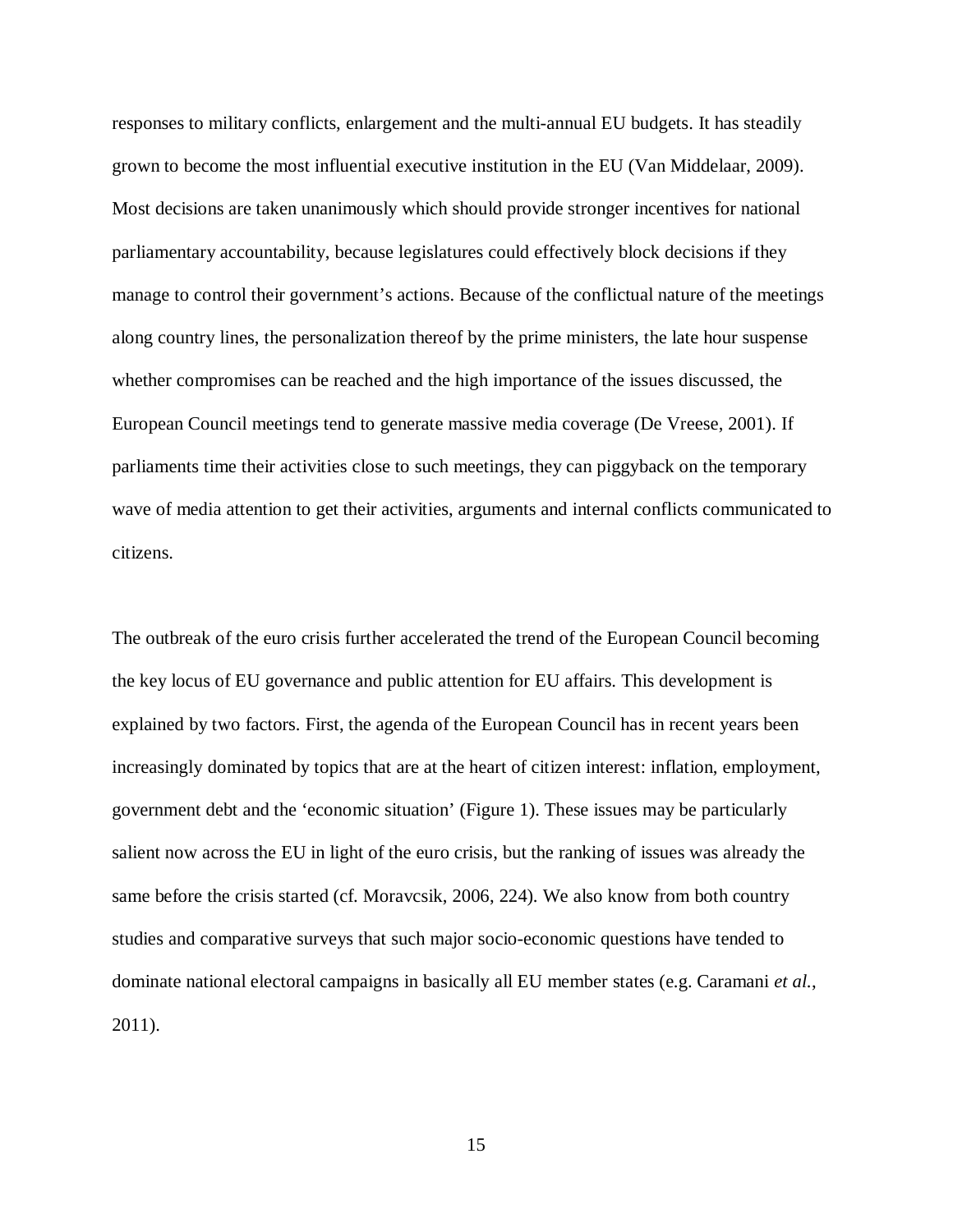responses to military conflicts, enlargement and the multi-annual EU budgets. It has steadily grown to become the most influential executive institution in the EU (Van Middelaar, 2009). Most decisions are taken unanimously which should provide stronger incentives for national parliamentary accountability, because legislatures could effectively block decisions if they manage to control their government's actions. Because of the conflictual nature of the meetings along country lines, the personalization thereof by the prime ministers, the late hour suspense whether compromises can be reached and the high importance of the issues discussed, the European Council meetings tend to generate massive media coverage (De Vreese, 2001). If parliaments time their activities close to such meetings, they can piggyback on the temporary wave of media attention to get their activities, arguments and internal conflicts communicated to citizens.

The outbreak of the euro crisis further accelerated the trend of the European Council becoming the key locus of EU governance and public attention for EU affairs. This development is explained by two factors. First, the agenda of the European Council has in recent years been increasingly dominated by topics that are at the heart of citizen interest: inflation, employment, government debt and the 'economic situation' (Figure 1). These issues may be particularly salient now across the EU in light of the euro crisis, but the ranking of issues was already the same before the crisis started (cf. Moravcsik, 2006, 224). We also know from both country studies and comparative surveys that such major socio-economic questions have tended to dominate national electoral campaigns in basically all EU member states (e.g. Caramani *et al.*, 2011).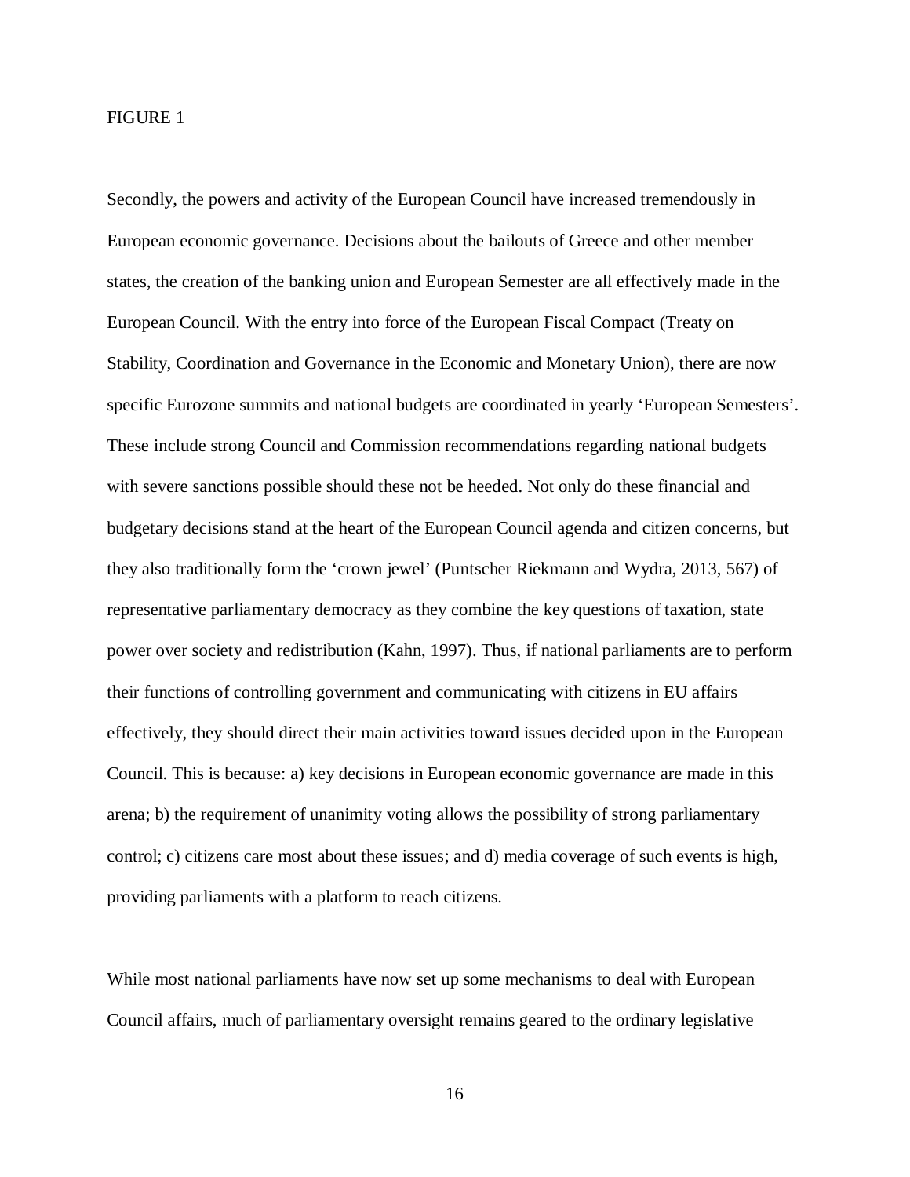FIGURE 1

Secondly, the powers and activity of the European Council have increased tremendously in European economic governance. Decisions about the bailouts of Greece and other member states, the creation of the banking union and European Semester are all effectively made in the European Council. With the entry into force of the European Fiscal Compact (Treaty on Stability, Coordination and Governance in the Economic and Monetary Union), there are now specific Eurozone summits and national budgets are coordinated in yearly 'European Semesters'. These include strong Council and Commission recommendations regarding national budgets with severe sanctions possible should these not be heeded. Not only do these financial and budgetary decisions stand at the heart of the European Council agenda and citizen concerns, but they also traditionally form the 'crown jewel' (Puntscher Riekmann and Wydra, 2013, 567) of representative parliamentary democracy as they combine the key questions of taxation, state power over society and redistribution (Kahn, 1997). Thus, if national parliaments are to perform their functions of controlling government and communicating with citizens in EU affairs effectively, they should direct their main activities toward issues decided upon in the European Council. This is because: a) key decisions in European economic governance are made in this arena; b) the requirement of unanimity voting allows the possibility of strong parliamentary control; c) citizens care most about these issues; and d) media coverage of such events is high, providing parliaments with a platform to reach citizens.

While most national parliaments have now set up some mechanisms to deal with European Council affairs, much of parliamentary oversight remains geared to the ordinary legislative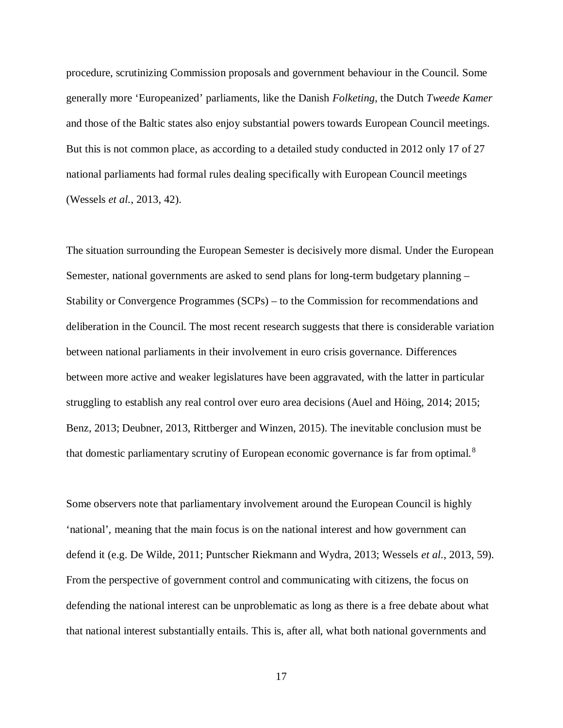procedure, scrutinizing Commission proposals and government behaviour in the Council. Some generally more 'Europeanized' parliaments, like the Danish *Folketing*, the Dutch *Tweede Kamer* and those of the Baltic states also enjoy substantial powers towards European Council meetings. But this is not common place, as according to a detailed study conducted in 2012 only 17 of 27 national parliaments had formal rules dealing specifically with European Council meetings (Wessels *et al.*, 2013, 42).

The situation surrounding the European Semester is decisively more dismal. Under the European Semester, national governments are asked to send plans for long-term budgetary planning – Stability or Convergence Programmes (SCPs) – to the Commission for recommendations and deliberation in the Council. The most recent research suggests that there is considerable variation between national parliaments in their involvement in euro crisis governance. Differences between more active and weaker legislatures have been aggravated, with the latter in particular struggling to establish any real control over euro area decisions (Auel and Höing, 2014; 2015; Benz, 2013; Deubner, 2013, Rittberger and Winzen, 2015). The inevitable conclusion must be that domestic parliamentary scrutiny of European economic governance is far from optimal.[8]

Some observers note that parliamentary involvement around the European Council is highly 'national', meaning that the main focus is on the national interest and how government can defend it (e.g. De Wilde, 2011; Puntscher Riekmann and Wydra, 2013; Wessels *et al.*, 2013, 59). From the perspective of government control and communicating with citizens, the focus on defending the national interest can be unproblematic as long as there is a free debate about what that national interest substantially entails. This is, after all, what both national governments and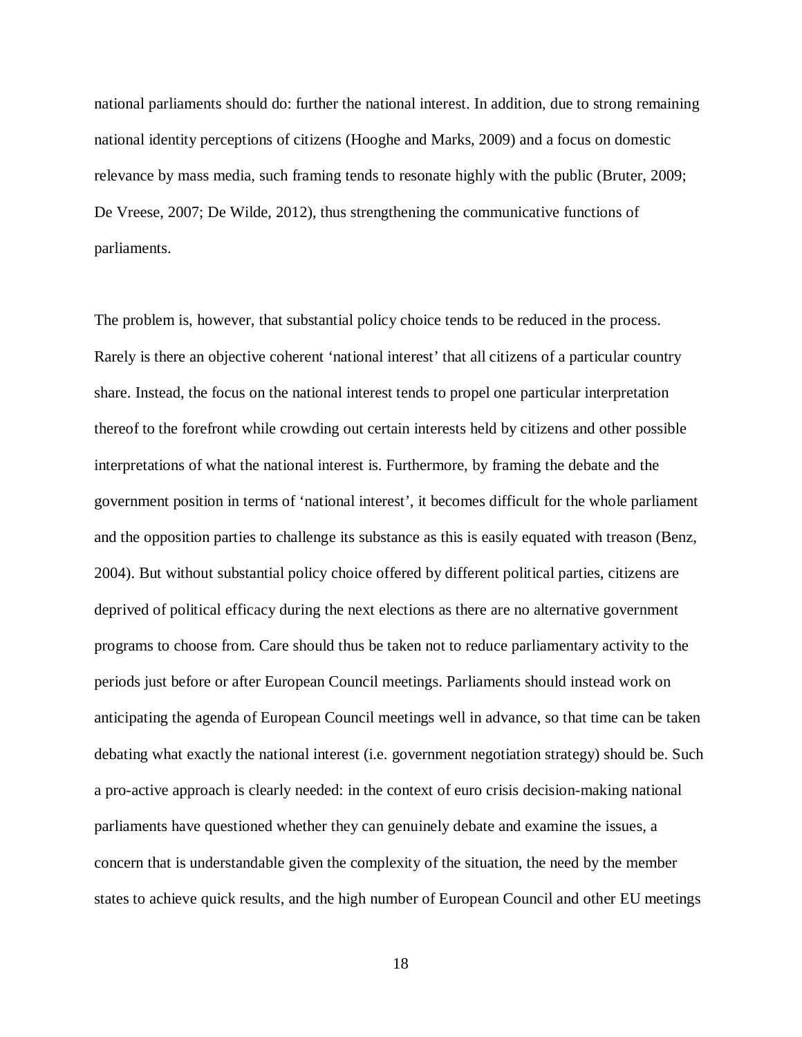national parliaments should do: further the national interest. In addition, due to strong remaining national identity perceptions of citizens (Hooghe and Marks, 2009) and a focus on domestic relevance by mass media, such framing tends to resonate highly with the public (Bruter, 2009; De Vreese, 2007; De Wilde, 2012), thus strengthening the communicative functions of parliaments.

The problem is, however, that substantial policy choice tends to be reduced in the process. Rarely is there an objective coherent 'national interest' that all citizens of a particular country share. Instead, the focus on the national interest tends to propel one particular interpretation thereof to the forefront while crowding out certain interests held by citizens and other possible interpretations of what the national interest is. Furthermore, by framing the debate and the government position in terms of 'national interest', it becomes difficult for the whole parliament and the opposition parties to challenge its substance as this is easily equated with treason (Benz, 2004). But without substantial policy choice offered by different political parties, citizens are deprived of political efficacy during the next elections as there are no alternative government programs to choose from. Care should thus be taken not to reduce parliamentary activity to the periods just before or after European Council meetings. Parliaments should instead work on anticipating the agenda of European Council meetings well in advance, so that time can be taken debating what exactly the national interest (i.e. government negotiation strategy) should be. Such a pro-active approach is clearly needed: in the context of euro crisis decision-making national parliaments have questioned whether they can genuinely debate and examine the issues, a concern that is understandable given the complexity of the situation, the need by the member states to achieve quick results, and the high number of European Council and other EU meetings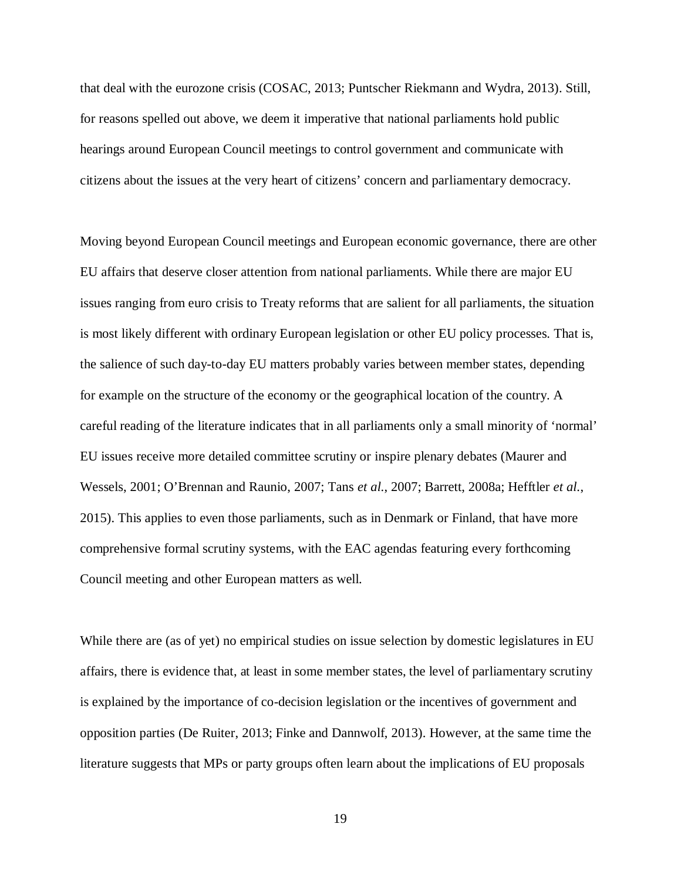that deal with the eurozone crisis (COSAC, 2013; Puntscher Riekmann and Wydra, 2013). Still, for reasons spelled out above, we deem it imperative that national parliaments hold public hearings around European Council meetings to control government and communicate with citizens about the issues at the very heart of citizens' concern and parliamentary democracy.

Moving beyond European Council meetings and European economic governance, there are other EU affairs that deserve closer attention from national parliaments. While there are major EU issues ranging from euro crisis to Treaty reforms that are salient for all parliaments, the situation is most likely different with ordinary European legislation or other EU policy processes. That is, the salience of such day-to-day EU matters probably varies between member states, depending for example on the structure of the economy or the geographical location of the country. A careful reading of the literature indicates that in all parliaments only a small minority of 'normal' EU issues receive more detailed committee scrutiny or inspire plenary debates (Maurer and Wessels, 2001; O'Brennan and Raunio, 2007; Tans *et al.*, 2007; Barrett, 2008a; Hefftler *et al.*, 2015). This applies to even those parliaments, such as in Denmark or Finland, that have more comprehensive formal scrutiny systems, with the EAC agendas featuring every forthcoming Council meeting and other European matters as well.

While there are (as of yet) no empirical studies on issue selection by domestic legislatures in EU affairs, there is evidence that, at least in some member states, the level of parliamentary scrutiny is explained by the importance of co-decision legislation or the incentives of government and opposition parties (De Ruiter, 2013; Finke and Dannwolf, 2013). However, at the same time the literature suggests that MPs or party groups often learn about the implications of EU proposals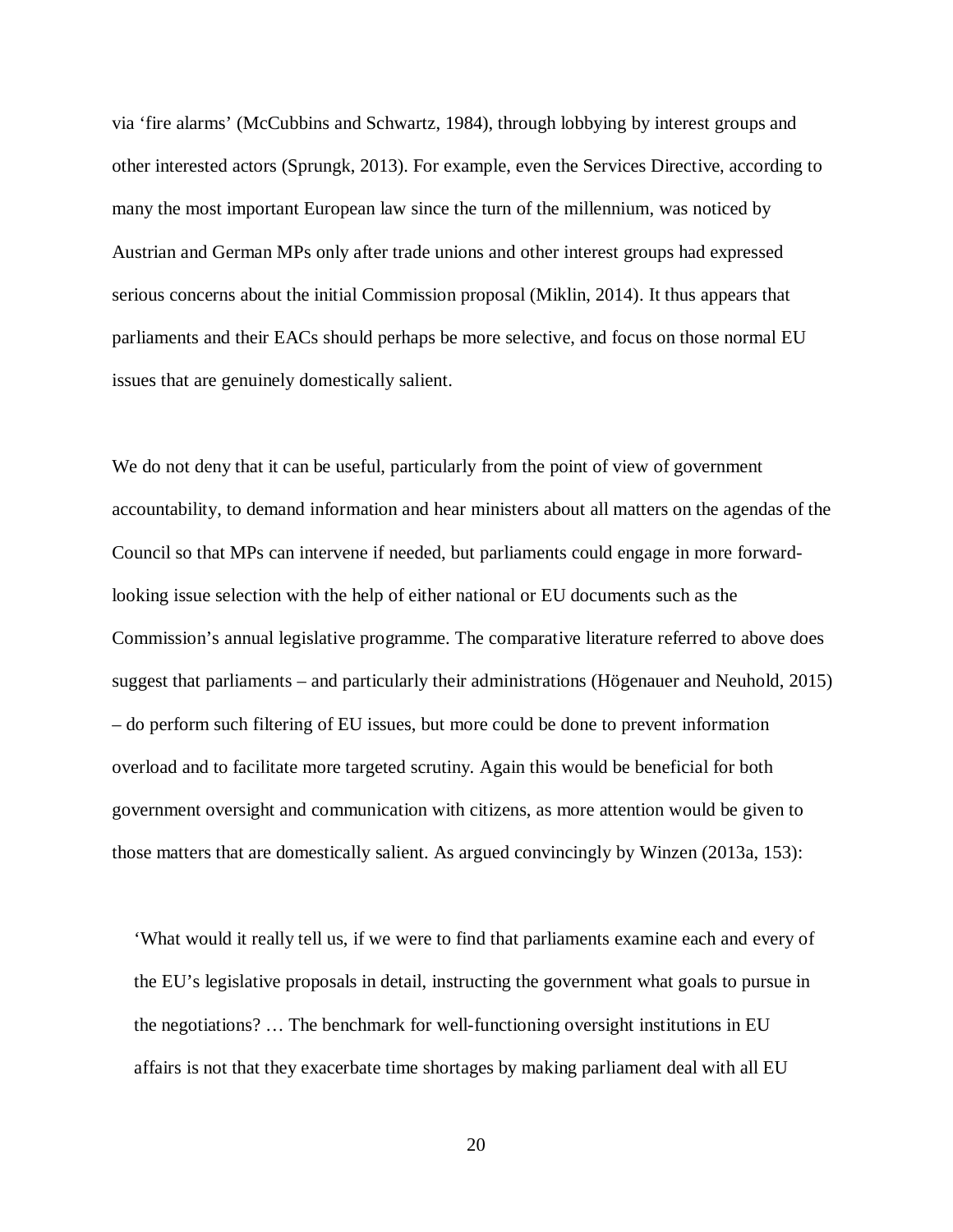via 'fire alarms' (McCubbins and Schwartz, 1984), through lobbying by interest groups and other interested actors (Sprungk, 2013). For example, even the Services Directive, according to many the most important European law since the turn of the millennium, was noticed by Austrian and German MPs only after trade unions and other interest groups had expressed serious concerns about the initial Commission proposal (Miklin, 2014). It thus appears that parliaments and their EACs should perhaps be more selective, and focus on those normal EU issues that are genuinely domestically salient.

We do not deny that it can be useful, particularly from the point of view of government accountability, to demand information and hear ministers about all matters on the agendas of the Council so that MPs can intervene if needed, but parliaments could engage in more forward-looking issue selection with the help of either national or EU documents such as the Commission's annual legislative programme. The comparative literature referred to above does suggest that parliaments – and particularly their administrations (Högenauer and Neuhold, 2015) – do perform such filtering of EU issues, but more could be done to prevent information overload and to facilitate more targeted scrutiny. Again this would be beneficial for both government oversight and communication with citizens, as more attention would be given to those matters that are domestically salient. As argued convincingly by Winzen (2013a, 153):

> 'What would it really tell us, if we were to find that parliaments examine each and every of the EU's legislative proposals in detail, instructing the government what goals to pursue in the negotiations? … The benchmark for well-functioning oversight institutions in EU affairs is not that they exacerbate time shortages by making parliament deal with all EU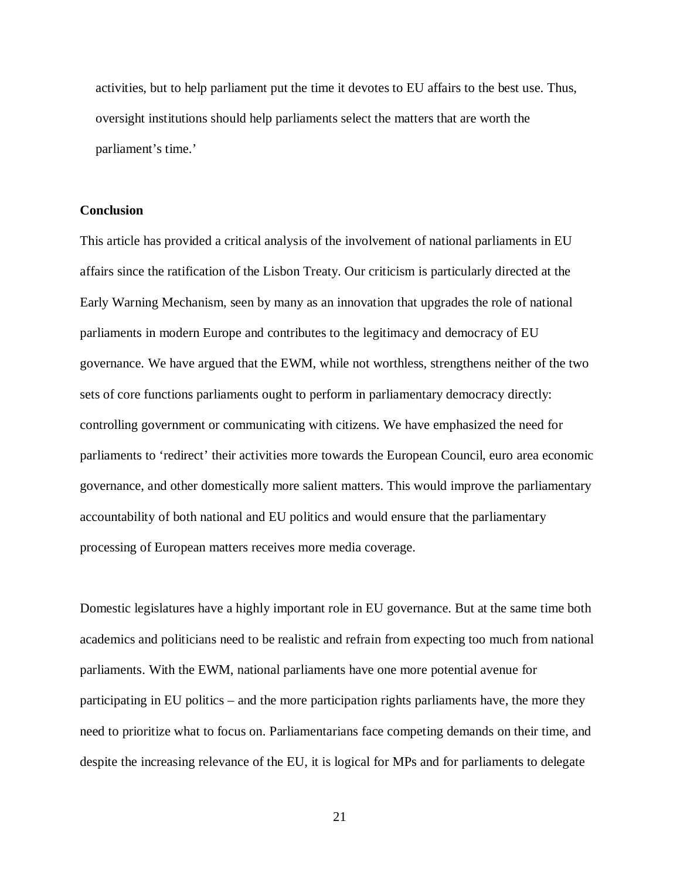activities, but to help parliament put the time it devotes to EU affairs to the best use. Thus, oversight institutions should help parliaments select the matters that are worth the parliament's time.'

**Conclusion**

This article has provided a critical analysis of the involvement of national parliaments in EU affairs since the ratification of the Lisbon Treaty. Our criticism is particularly directed at the Early Warning Mechanism, seen by many as an innovation that upgrades the role of national parliaments in modern Europe and contributes to the legitimacy and democracy of EU governance. We have argued that the EWM, while not worthless, strengthens neither of the two sets of core functions parliaments ought to perform in parliamentary democracy directly: controlling government or communicating with citizens. We have emphasized the need for parliaments to 'redirect' their activities more towards the European Council, euro area economic governance, and other domestically more salient matters. This would improve the parliamentary accountability of both national and EU politics and would ensure that the parliamentary processing of European matters receives more media coverage.

Domestic legislatures have a highly important role in EU governance. But at the same time both academics and politicians need to be realistic and refrain from expecting too much from national parliaments. With the EWM, national parliaments have one more potential avenue for participating in EU politics – and the more participation rights parliaments have, the more they need to prioritize what to focus on. Parliamentarians face competing demands on their time, and despite the increasing relevance of the EU, it is logical for MPs and for parliaments to delegate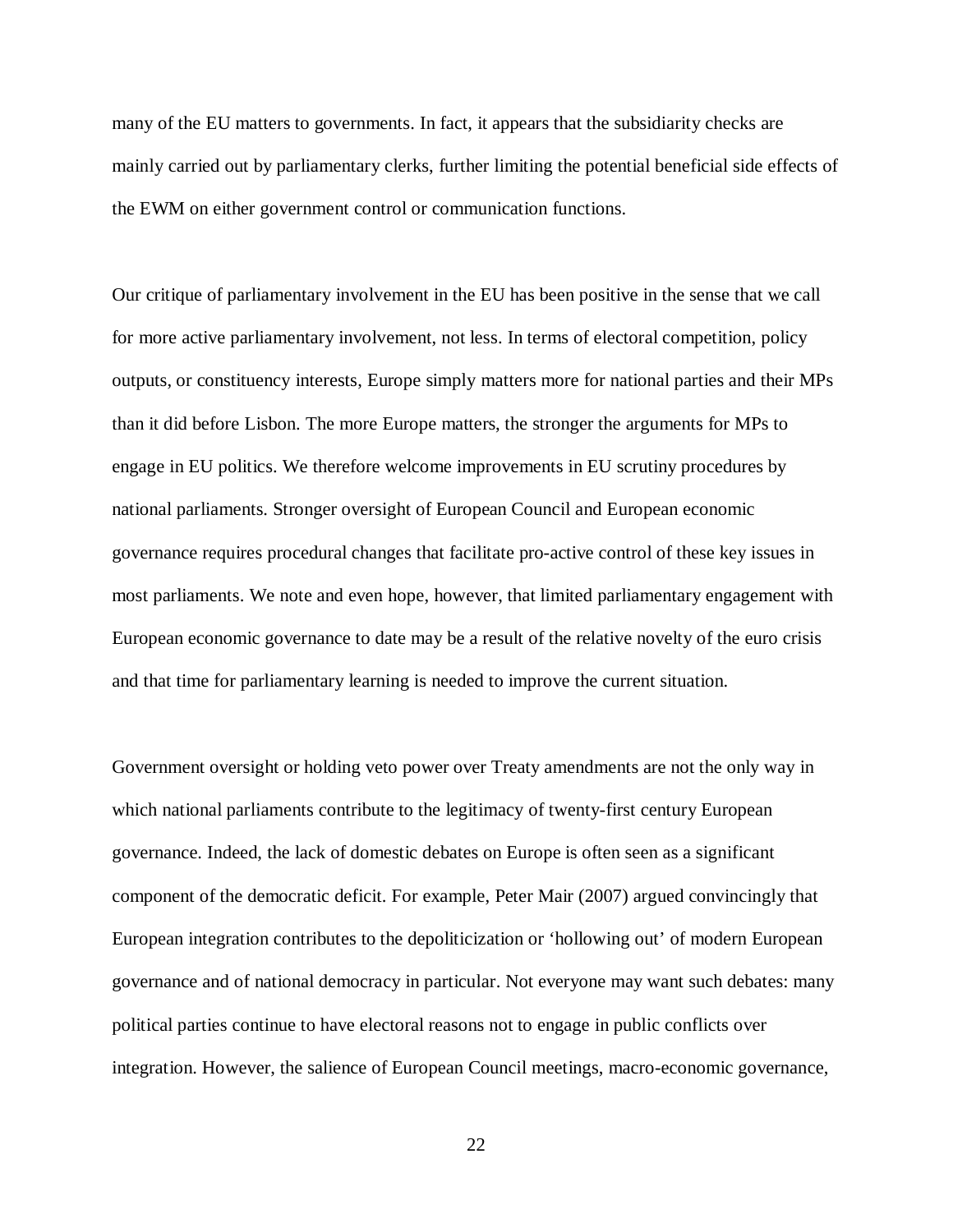many of the EU matters to governments. In fact, it appears that the subsidiarity checks are mainly carried out by parliamentary clerks, further limiting the potential beneficial side effects of the EWM on either government control or communication functions.

Our critique of parliamentary involvement in the EU has been positive in the sense that we call for more active parliamentary involvement, not less. In terms of electoral competition, policy outputs, or constituency interests, Europe simply matters more for national parties and their MPs than it did before Lisbon. The more Europe matters, the stronger the arguments for MPs to engage in EU politics. We therefore welcome improvements in EU scrutiny procedures by national parliaments. Stronger oversight of European Council and European economic governance requires procedural changes that facilitate pro-active control of these key issues in most parliaments. We note and even hope, however, that limited parliamentary engagement with European economic governance to date may be a result of the relative novelty of the euro crisis and that time for parliamentary learning is needed to improve the current situation.

Government oversight or holding veto power over Treaty amendments are not the only way in which national parliaments contribute to the legitimacy of twenty-first century European governance. Indeed, the lack of domestic debates on Europe is often seen as a significant component of the democratic deficit. For example, Peter Mair (2007) argued convincingly that European integration contributes to the depoliticization or 'hollowing out' of modern European governance and of national democracy in particular. Not everyone may want such debates: many political parties continue to have electoral reasons not to engage in public conflicts over integration. However, the salience of European Council meetings, macro-economic governance,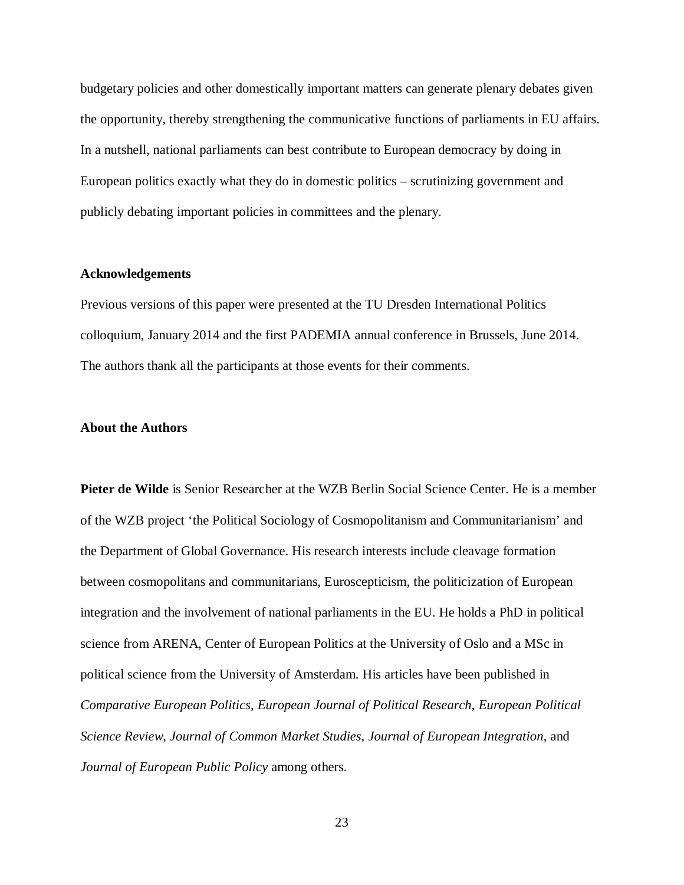budgetary policies and other domestically important matters can generate plenary debates given the opportunity, thereby strengthening the communicative functions of parliaments in EU affairs. In a nutshell, national parliaments can best contribute to European democracy by doing in European politics exactly what they do in domestic politics – scrutinizing government and publicly debating important policies in committees and the plenary.

### Acknowledgements

Previous versions of this paper were presented at the TU Dresden International Politics colloquium, January 2014 and the first PADEMIA annual conference in Brussels, June 2014. The authors thank all the participants at those events for their comments.

### About the Authors

**Pieter de Wilde** is Senior Researcher at the WZB Berlin Social Science Center. He is a member of the WZB project 'the Political Sociology of Cosmopolitanism and Communitarianism' and the Department of Global Governance. His research interests include cleavage formation between cosmopolitans and communitarians, Euroscepticism, the politicization of European integration and the involvement of national parliaments in the EU. He holds a PhD in political science from ARENA, Center of European Politics at the University of Oslo and a MSc in political science from the University of Amsterdam. His articles have been published in *Comparative European Politics*, *European Journal of Political Research*, *European Political Science Review*, *Journal of Common Market Studies*, *Journal of European Integration*, and *Journal of European Public Policy* among others.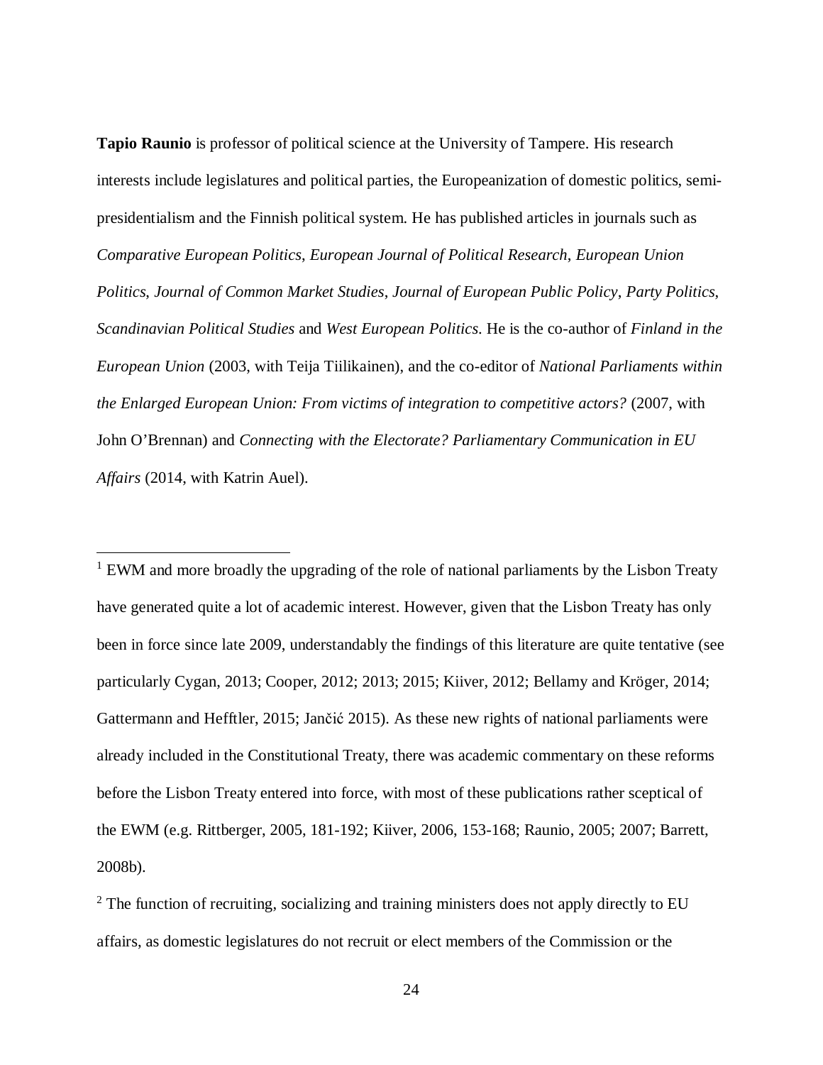**Tapio Raunio** is professor of political science at the University of Tampere. His research interests include legislatures and political parties, the Europeanization of domestic politics, semi-presidentialism and the Finnish political system. He has published articles in journals such as *Comparative European Politics*, *European Journal of Political Research*, *European Union Politics*, *Journal of Common Market Studies*, *Journal of European Public Policy*, *Party Politics*, *Scandinavian Political Studies* and *West European Politics*. He is the co-author of *Finland in the European Union* (2003, with Teija Tiilikainen), and the co-editor of *National Parliaments within the Enlarged European Union: From victims of integration to competitive actors?* (2007, with John O'Brennan) and *Connecting with the Electorate? Parliamentary Communication in EU Affairs* (2014, with Katrin Auel).

---

[1] EWM and more broadly the upgrading of the role of national parliaments by the Lisbon Treaty have generated quite a lot of academic interest. However, given that the Lisbon Treaty has only been in force since late 2009, understandably the findings of this literature are quite tentative (see particularly Cygan, 2013; Cooper, 2012; 2013; 2015; Kiiver, 2012; Bellamy and Kröger, 2014; Gattermann and Hefftler, 2015; Jančić 2015). As these new rights of national parliaments were already included in the Constitutional Treaty, there was academic commentary on these reforms before the Lisbon Treaty entered into force, with most of these publications rather sceptical of the EWM (e.g. Rittberger, 2005, 181-192; Kiiver, 2006, 153-168; Raunio, 2005; 2007; Barrett, 2008b).

[2] The function of recruiting, socializing and training ministers does not apply directly to EU affairs, as domestic legislatures do not recruit or elect members of the Commission or the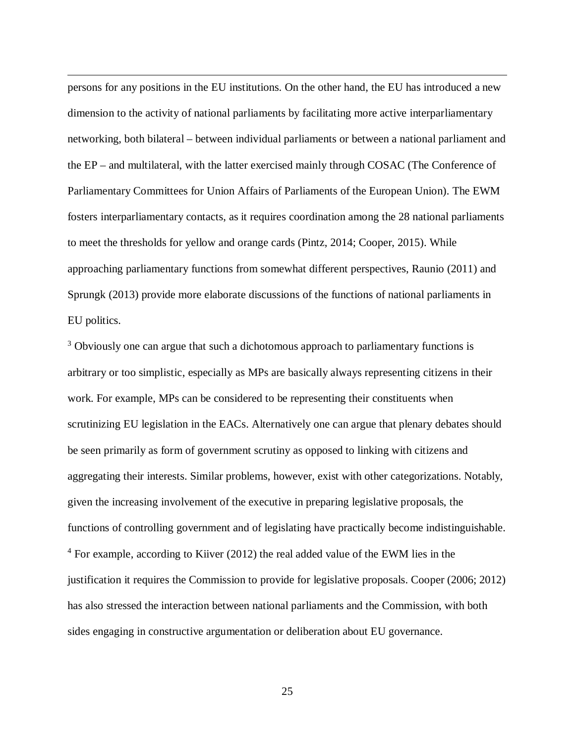persons for any positions in the EU institutions. On the other hand, the EU has introduced a new dimension to the activity of national parliaments by facilitating more active interparliamentary networking, both bilateral – between individual parliaments or between a national parliament and the EP – and multilateral, with the latter exercised mainly through COSAC (The Conference of Parliamentary Committees for Union Affairs of Parliaments of the European Union). The EWM fosters interparliamentary contacts, as it requires coordination among the 28 national parliaments to meet the thresholds for yellow and orange cards (Pintz, 2014; Cooper, 2015). While approaching parliamentary functions from somewhat different perspectives, Raunio (2011) and Sprungk (2013) provide more elaborate discussions of the functions of national parliaments in EU politics.

[3] Obviously one can argue that such a dichotomous approach to parliamentary functions is arbitrary or too simplistic, especially as MPs are basically always representing citizens in their work. For example, MPs can be considered to be representing their constituents when scrutinizing EU legislation in the EACs. Alternatively one can argue that plenary debates should be seen primarily as form of government scrutiny as opposed to linking with citizens and aggregating their interests. Similar problems, however, exist with other categorizations. Notably, given the increasing involvement of the executive in preparing legislative proposals, the functions of controlling government and of legislating have practically become indistinguishable.

[4] For example, according to Kiiver (2012) the real added value of the EWM lies in the justification it requires the Commission to provide for legislative proposals. Cooper (2006; 2012) has also stressed the interaction between national parliaments and the Commission, with both sides engaging in constructive argumentation or deliberation about EU governance.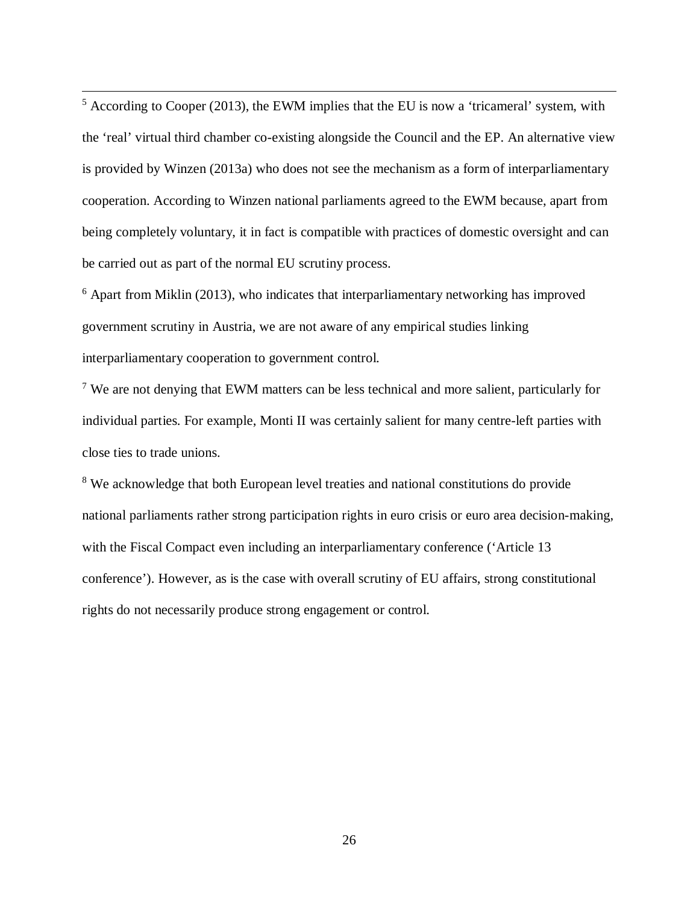[5] According to Cooper (2013), the EWM implies that the EU is now a 'tricameral' system, with the 'real' virtual third chamber co-existing alongside the Council and the EP. An alternative view is provided by Winzen (2013a) who does not see the mechanism as a form of interparliamentary cooperation. According to Winzen national parliaments agreed to the EWM because, apart from being completely voluntary, it in fact is compatible with practices of domestic oversight and can be carried out as part of the normal EU scrutiny process.

[6] Apart from Miklin (2013), who indicates that interparliamentary networking has improved government scrutiny in Austria, we are not aware of any empirical studies linking interparliamentary cooperation to government control.

[7] We are not denying that EWM matters can be less technical and more salient, particularly for individual parties. For example, Monti II was certainly salient for many centre-left parties with close ties to trade unions.

[8] We acknowledge that both European level treaties and national constitutions do provide national parliaments rather strong participation rights in euro crisis or euro area decision-making, with the Fiscal Compact even including an interparliamentary conference ('Article 13 conference'). However, as is the case with overall scrutiny of EU affairs, strong constitutional rights do not necessarily produce strong engagement or control.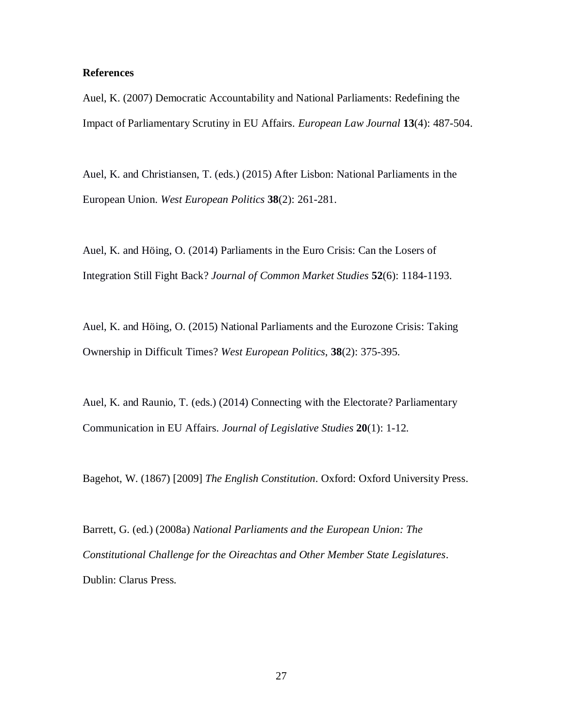**References**

Auel, K. (2007) Democratic Accountability and National Parliaments: Redefining the Impact of Parliamentary Scrutiny in EU Affairs. *European Law Journal* **13**(4): 487-504.

Auel, K. and Christiansen, T. (eds.) (2015) After Lisbon: National Parliaments in the European Union. *West European Politics* **38**(2): 261-281.

Auel, K. and Höing, O. (2014) Parliaments in the Euro Crisis: Can the Losers of Integration Still Fight Back? *Journal of Common Market Studies* **52**(6): 1184-1193.

Auel, K. and Höing, O. (2015) National Parliaments and the Eurozone Crisis: Taking Ownership in Difficult Times? *West European Politics*, **38**(2): 375-395.

Auel, K. and Raunio, T. (eds.) (2014) Connecting with the Electorate? Parliamentary Communication in EU Affairs. *Journal of Legislative Studies* **20**(1): 1-12.

Bagehot, W. (1867) [2009] *The English Constitution*. Oxford: Oxford University Press.

Barrett, G. (ed.) (2008a) *National Parliaments and the European Union: The Constitutional Challenge for the Oireachtas and Other Member State Legislatures*. Dublin: Clarus Press.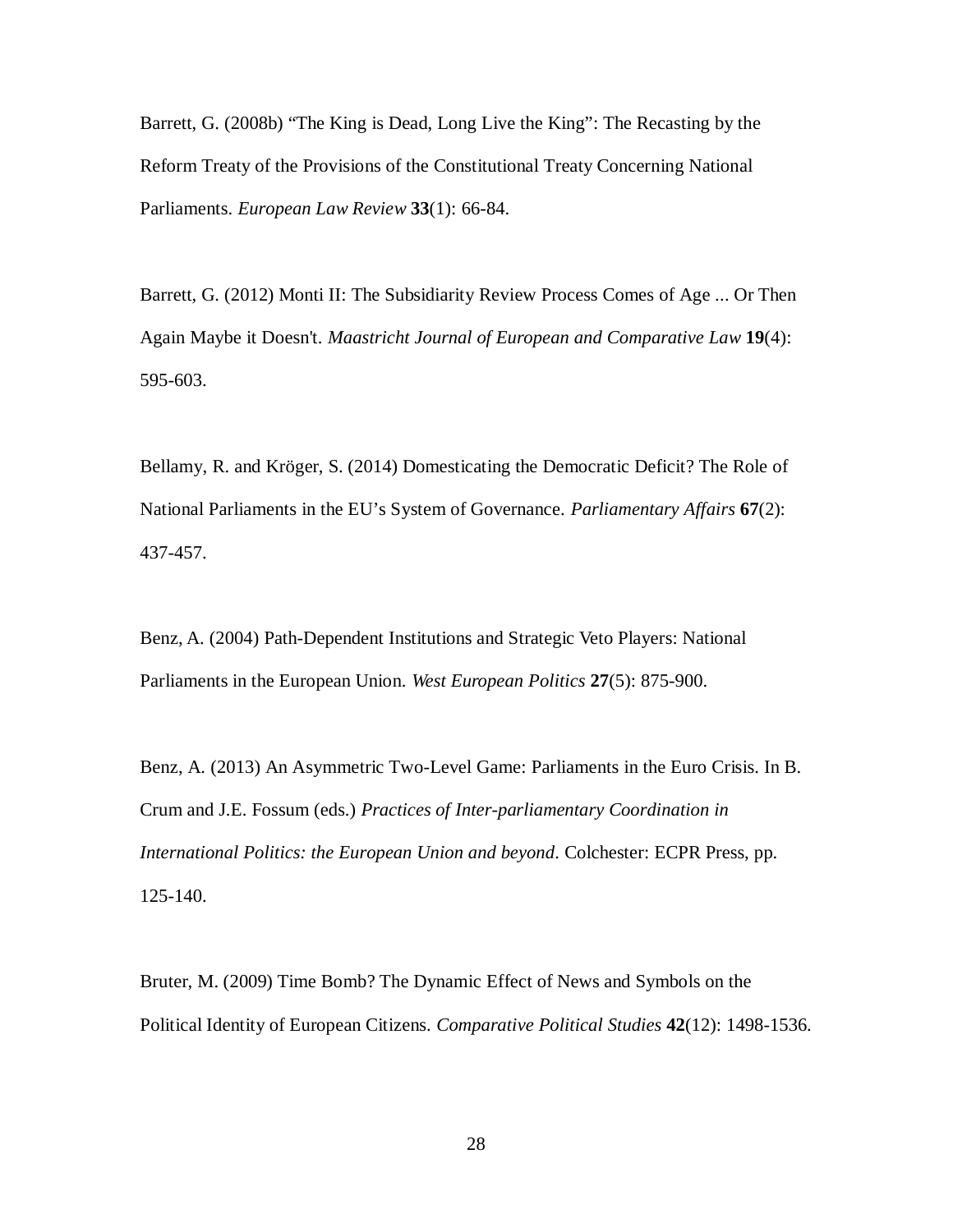Barrett, G. (2008b) “The King is Dead, Long Live the King”: The Recasting by the Reform Treaty of the Provisions of the Constitutional Treaty Concerning National Parliaments. *European Law Review* **33**(1): 66-84.

Barrett, G. (2012) Monti II: The Subsidiarity Review Process Comes of Age ... Or Then Again Maybe it Doesn't. *Maastricht Journal of European and Comparative Law* **19**(4): 595-603.

Bellamy, R. and Kröger, S. (2014) Domesticating the Democratic Deficit? The Role of National Parliaments in the EU’s System of Governance. *Parliamentary Affairs* **67**(2): 437-457.

Benz, A. (2004) Path-Dependent Institutions and Strategic Veto Players: National Parliaments in the European Union. *West European Politics* **27**(5): 875-900.

Benz, A. (2013) An Asymmetric Two-Level Game: Parliaments in the Euro Crisis. In B. Crum and J.E. Fossum (eds.) *Practices of Inter-parliamentary Coordination in International Politics: the European Union and beyond*. Colchester: ECPR Press, pp. 125-140.

Bruter, M. (2009) Time Bomb? The Dynamic Effect of News and Symbols on the Political Identity of European Citizens. *Comparative Political Studies* **42**(12): 1498-1536.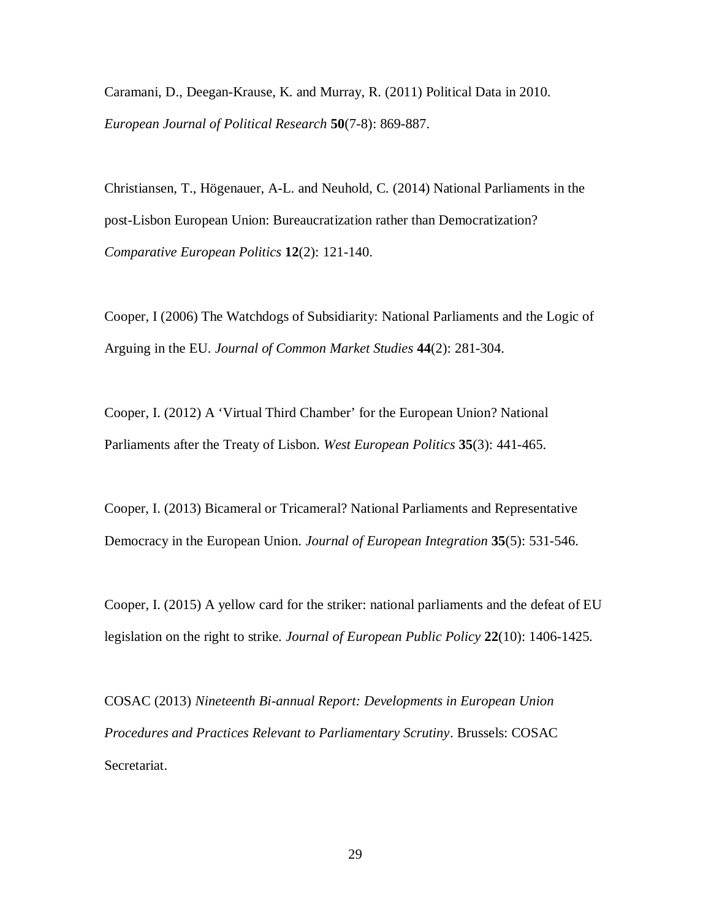Caramani, D., Deegan-Krause, K. and Murray, R. (2011) Political Data in 2010. *European Journal of Political Research* **50**(7-8): 869-887.

Christiansen, T., Högenauer, A-L. and Neuhold, C. (2014) National Parliaments in the post-Lisbon European Union: Bureaucratization rather than Democratization? *Comparative European Politics* **12**(2): 121-140.

Cooper, I (2006) The Watchdogs of Subsidiarity: National Parliaments and the Logic of Arguing in the EU. *Journal of Common Market Studies* **44**(2): 281-304.

Cooper, I. (2012) A 'Virtual Third Chamber' for the European Union? National Parliaments after the Treaty of Lisbon. *West European Politics* **35**(3): 441-465.

Cooper, I. (2013) Bicameral or Tricameral? National Parliaments and Representative Democracy in the European Union. *Journal of European Integration* **35**(5): 531-546.

Cooper, I. (2015) A yellow card for the striker: national parliaments and the defeat of EU legislation on the right to strike. *Journal of European Public Policy* **22**(10): 1406-1425.

COSAC (2013) *Nineteenth Bi-annual Report: Developments in European Union Procedures and Practices Relevant to Parliamentary Scrutiny*. Brussels: COSAC Secretariat.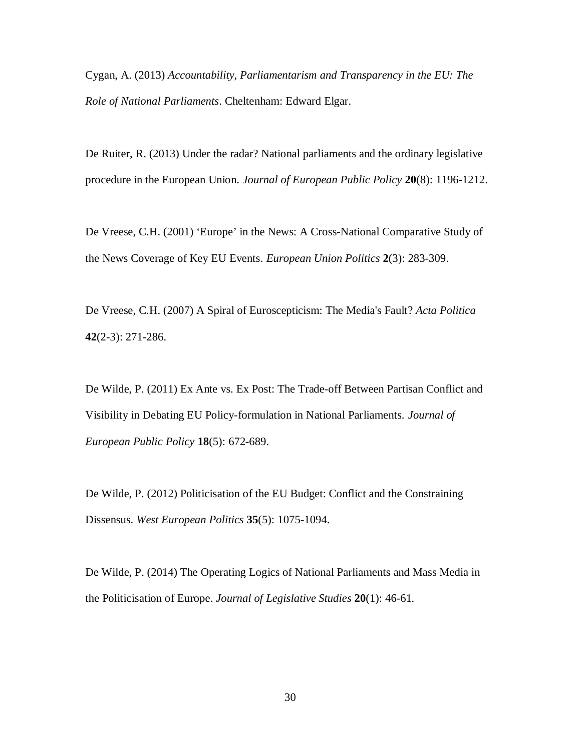Cygan, A. (2013) *Accountability, Parliamentarism and Transparency in the EU: The Role of National Parliaments*. Cheltenham: Edward Elgar.

De Ruiter, R. (2013) Under the radar? National parliaments and the ordinary legislative procedure in the European Union. *Journal of European Public Policy* **20**(8): 1196-1212.

De Vreese, C.H. (2001) 'Europe' in the News: A Cross-National Comparative Study of the News Coverage of Key EU Events. *European Union Politics* **2**(3): 283-309.

De Vreese, C.H. (2007) A Spiral of Euroscepticism: The Media's Fault? *Acta Politica* **42**(2-3): 271-286.

De Wilde, P. (2011) Ex Ante vs. Ex Post: The Trade-off Between Partisan Conflict and Visibility in Debating EU Policy-formulation in National Parliaments. *Journal of European Public Policy* **18**(5): 672-689.

De Wilde, P. (2012) Politicisation of the EU Budget: Conflict and the Constraining Dissensus. *West European Politics* **35**(5): 1075-1094.

De Wilde, P. (2014) The Operating Logics of National Parliaments and Mass Media in the Politicisation of Europe. *Journal of Legislative Studies* **20**(1): 46-61.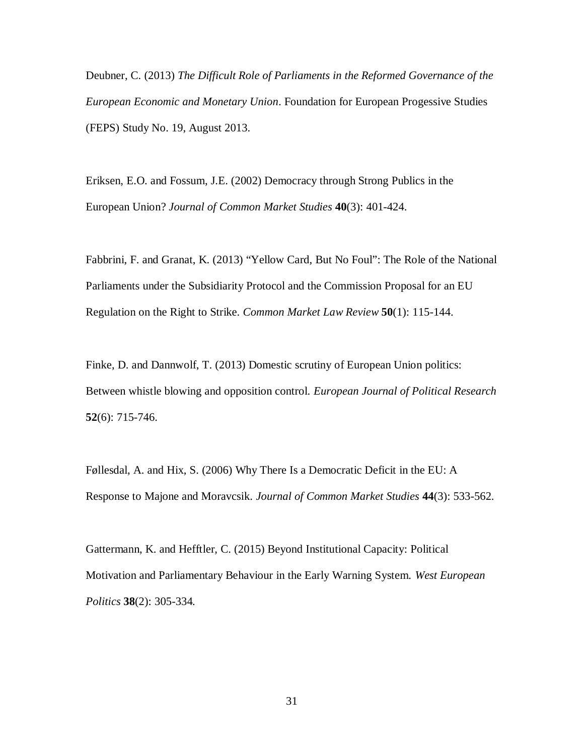Deubner, C. (2013) *The Difficult Role of Parliaments in the Reformed Governance of the European Economic and Monetary Union*. Foundation for European Progessive Studies (FEPS) Study No. 19, August 2013.

Eriksen, E.O. and Fossum, J.E. (2002) Democracy through Strong Publics in the European Union? *Journal of Common Market Studies* **40**(3): 401-424.

Fabbrini, F. and Granat, K. (2013) "Yellow Card, But No Foul": The Role of the National Parliaments under the Subsidiarity Protocol and the Commission Proposal for an EU Regulation on the Right to Strike. *Common Market Law Review* **50**(1): 115-144.

Finke, D. and Dannwolf, T. (2013) Domestic scrutiny of European Union politics: Between whistle blowing and opposition control. *European Journal of Political Research* **52**(6): 715-746.

Føllesdal, A. and Hix, S. (2006) Why There Is a Democratic Deficit in the EU: A Response to Majone and Moravcsik. *Journal of Common Market Studies* **44**(3): 533-562.

Gattermann, K. and Hefftler, C. (2015) Beyond Institutional Capacity: Political Motivation and Parliamentary Behaviour in the Early Warning System. *West European Politics* **38**(2): 305-334.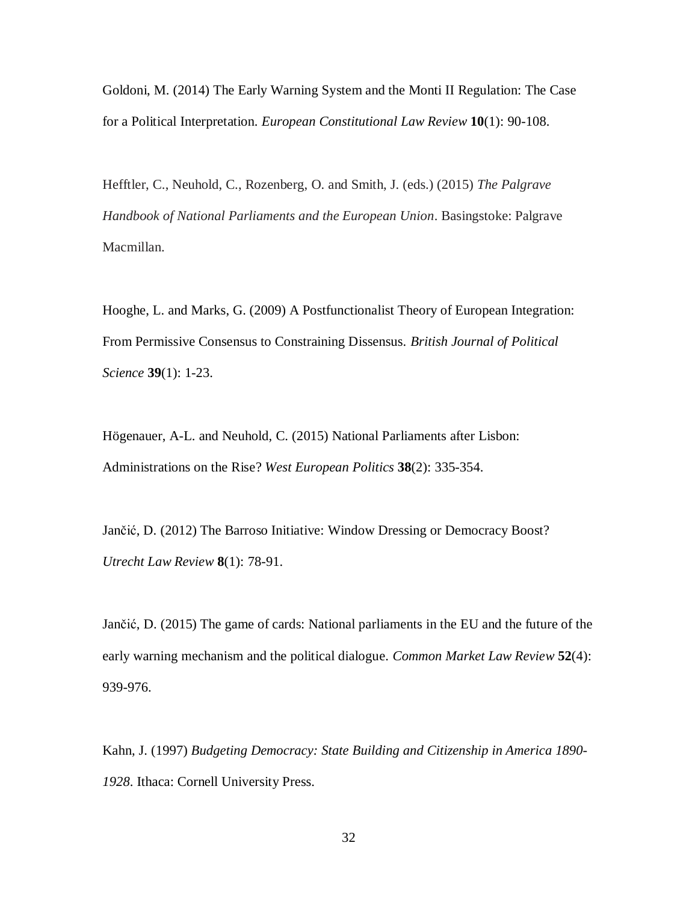Goldoni, M. (2014) The Early Warning System and the Monti II Regulation: The Case for a Political Interpretation. *European Constitutional Law Review* **10**(1): 90-108.

Hefftler, C., Neuhold, C., Rozenberg, O. and Smith, J. (eds.) (2015) *The Palgrave Handbook of National Parliaments and the European Union*. Basingstoke: Palgrave Macmillan.

Hooghe, L. and Marks, G. (2009) A Postfunctionalist Theory of European Integration: From Permissive Consensus to Constraining Dissensus. *British Journal of Political Science* **39**(1): 1-23.

Högenauer, A-L. and Neuhold, C. (2015) National Parliaments after Lisbon: Administrations on the Rise? *West European Politics* **38**(2): 335-354.

Jančić, D. (2012) The Barroso Initiative: Window Dressing or Democracy Boost? *Utrecht Law Review* **8**(1): 78-91.

Jančić, D. (2015) The game of cards: National parliaments in the EU and the future of the early warning mechanism and the political dialogue. *Common Market Law Review* **52**(4): 939-976.

Kahn, J. (1997) *Budgeting Democracy: State Building and Citizenship in America 1890-1928*. Ithaca: Cornell University Press.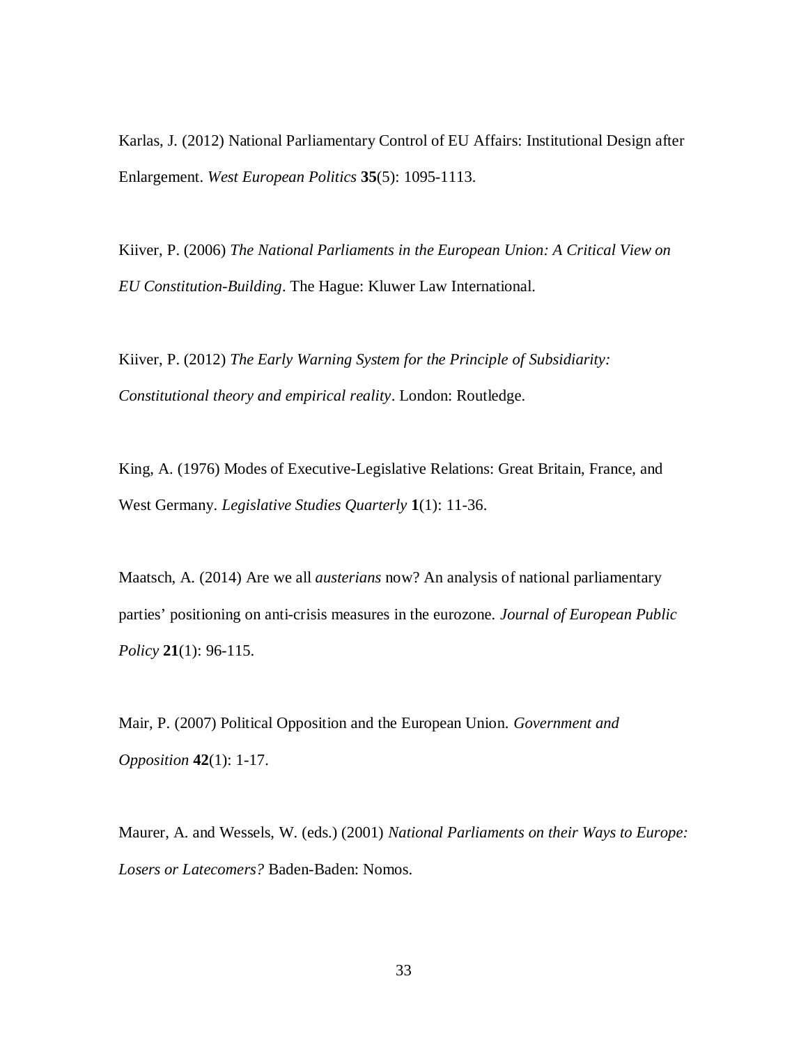Karlas, J. (2012) National Parliamentary Control of EU Affairs: Institutional Design after Enlargement. *West European Politics* **35**(5): 1095-1113.

Kiiver, P. (2006) *The National Parliaments in the European Union: A Critical View on EU Constitution-Building*. The Hague: Kluwer Law International.

Kiiver, P. (2012) *The Early Warning System for the Principle of Subsidiarity: Constitutional theory and empirical reality*. London: Routledge.

King, A. (1976) Modes of Executive-Legislative Relations: Great Britain, France, and West Germany. *Legislative Studies Quarterly* **1**(1): 11-36.

Maatsch, A. (2014) Are we all *austerians* now? An analysis of national parliamentary parties' positioning on anti-crisis measures in the eurozone. *Journal of European Public Policy* **21**(1): 96-115.

Mair, P. (2007) Political Opposition and the European Union. *Government and Opposition* **42**(1): 1-17.

Maurer, A. and Wessels, W. (eds.) (2001) *National Parliaments on their Ways to Europe: Losers or Latecomers?* Baden-Baden: Nomos.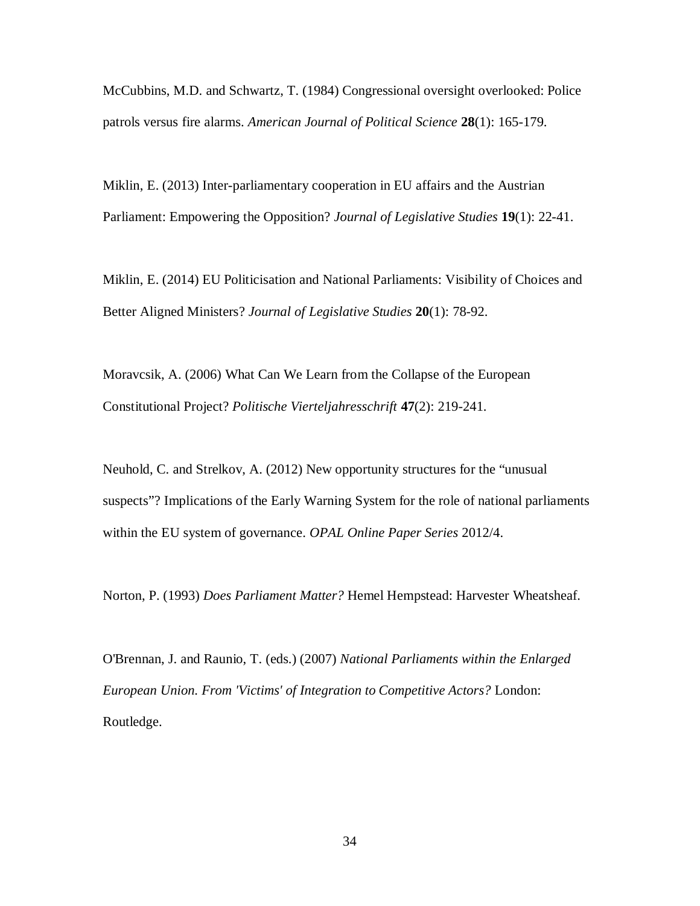McCubbins, M.D. and Schwartz, T. (1984) Congressional oversight overlooked: Police patrols versus fire alarms. *American Journal of Political Science* **28**(1): 165-179.

Miklin, E. (2013) Inter-parliamentary cooperation in EU affairs and the Austrian Parliament: Empowering the Opposition? *Journal of Legislative Studies* **19**(1): 22-41.

Miklin, E. (2014) EU Politicisation and National Parliaments: Visibility of Choices and Better Aligned Ministers? *Journal of Legislative Studies* **20**(1): 78-92.

Moravcsik, A. (2006) What Can We Learn from the Collapse of the European Constitutional Project? *Politische Vierteljahresschrift* **47**(2): 219-241.

Neuhold, C. and Strelkov, A. (2012) New opportunity structures for the "unusual suspects"? Implications of the Early Warning System for the role of national parliaments within the EU system of governance. *OPAL Online Paper Series* 2012/4.

Norton, P. (1993) *Does Parliament Matter?* Hemel Hempstead: Harvester Wheatsheaf.

O'Brennan, J. and Raunio, T. (eds.) (2007) *National Parliaments within the Enlarged European Union. From 'Victims' of Integration to Competitive Actors?* London: Routledge.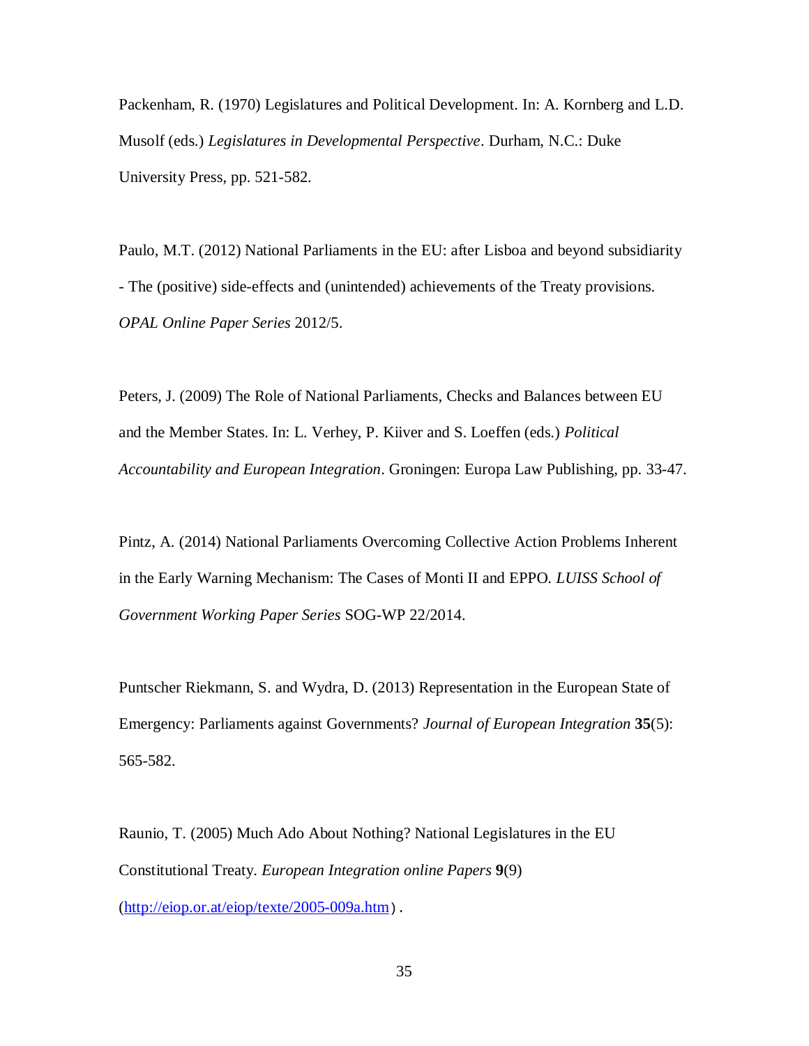Packenham, R. (1970) Legislatures and Political Development. In: A. Kornberg and L.D. Musolf (eds.) *Legislatures in Developmental Perspective*. Durham, N.C.: Duke University Press, pp. 521-582.

Paulo, M.T. (2012) National Parliaments in the EU: after Lisboa and beyond subsidiarity - The (positive) side-effects and (unintended) achievements of the Treaty provisions. *OPAL Online Paper Series* 2012/5.

Peters, J. (2009) The Role of National Parliaments, Checks and Balances between EU and the Member States. In: L. Verhey, P. Kiiver and S. Loeffen (eds.) *Political Accountability and European Integration*. Groningen: Europa Law Publishing, pp. 33-47.

Pintz, A. (2014) National Parliaments Overcoming Collective Action Problems Inherent in the Early Warning Mechanism: The Cases of Monti II and EPPO. *LUISS School of Government Working Paper Series* SOG-WP 22/2014.

Puntscher Riekmann, S. and Wydra, D. (2013) Representation in the European State of Emergency: Parliaments against Governments? *Journal of European Integration* **35**(5): 565-582.

Raunio, T. (2005) Much Ado About Nothing? National Legislatures in the EU Constitutional Treaty. *European Integration online Papers* **9**(9) (http://eiop.or.at/eiop/texte/2005-009a.htm) .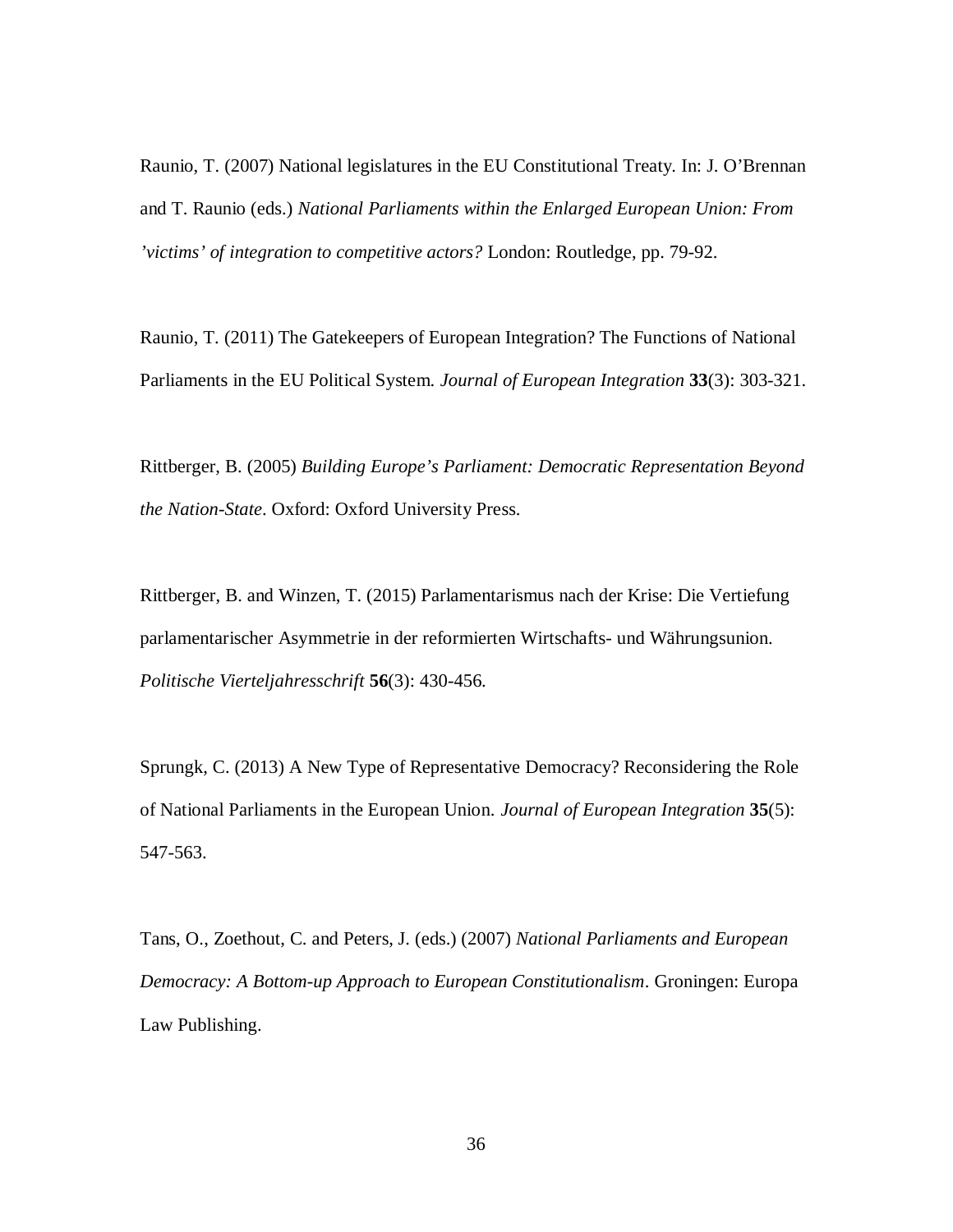Raunio, T. (2007) National legislatures in the EU Constitutional Treaty. In: J. O'Brennan and T. Raunio (eds.) *National Parliaments within the Enlarged European Union: From 'victims' of integration to competitive actors?* London: Routledge, pp. 79-92.

Raunio, T. (2011) The Gatekeepers of European Integration? The Functions of National Parliaments in the EU Political System. *Journal of European Integration* **33**(3): 303-321.

Rittberger, B. (2005) *Building Europe's Parliament: Democratic Representation Beyond the Nation-State*. Oxford: Oxford University Press.

Rittberger, B. and Winzen, T. (2015) Parlamentarismus nach der Krise: Die Vertiefung parlamentarischer Asymmetrie in der reformierten Wirtschafts- und Währungsunion. *Politische Vierteljahresschrift* **56**(3): 430-456.

Sprungk, C. (2013) A New Type of Representative Democracy? Reconsidering the Role of National Parliaments in the European Union. *Journal of European Integration* **35**(5): 547-563.

Tans, O., Zoethout, C. and Peters, J. (eds.) (2007) *National Parliaments and European Democracy: A Bottom-up Approach to European Constitutionalism*. Groningen: Europa Law Publishing.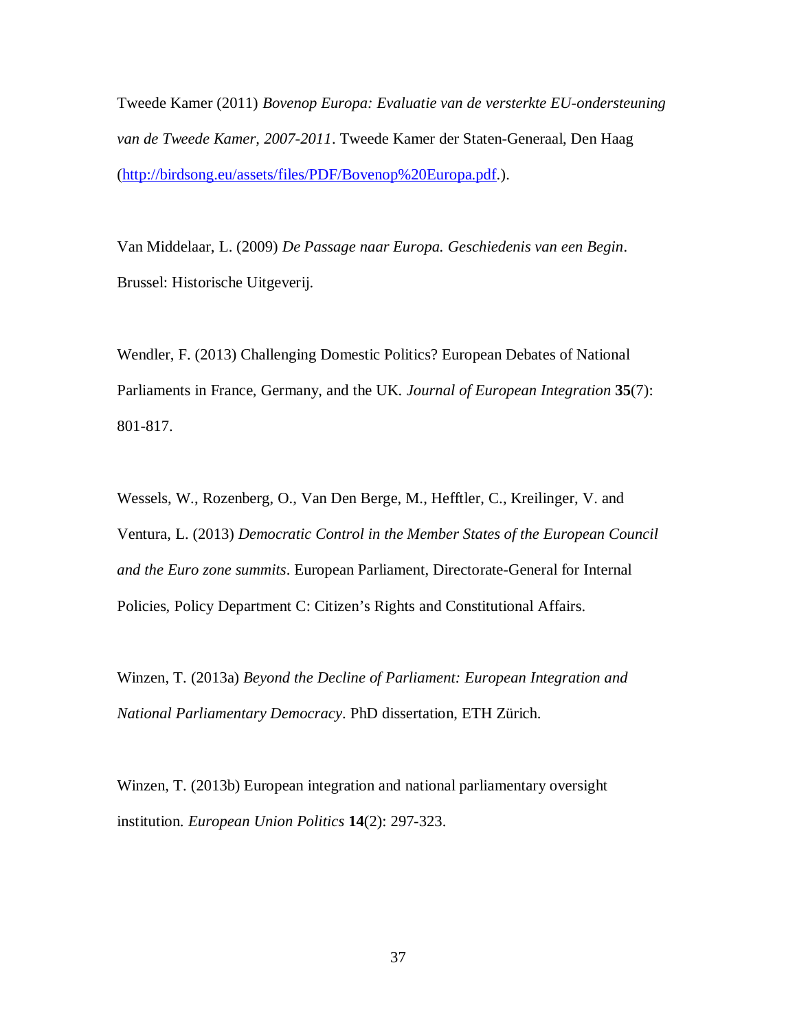Tweede Kamer (2011) *Bovenop Europa: Evaluatie van de versterkte EU-ondersteuning van de Tweede Kamer, 2007-2011*. Tweede Kamer der Staten-Generaal, Den Haag (http://birdsong.eu/assets/files/PDF/Bovenop%20Europa.pdf.).

Van Middelaar, L. (2009) *De Passage naar Europa. Geschiedenis van een Begin*. Brussel: Historische Uitgeverij.

Wendler, F. (2013) Challenging Domestic Politics? European Debates of National Parliaments in France, Germany, and the UK. *Journal of European Integration* **35**(7): 801-817.

Wessels, W., Rozenberg, O., Van Den Berge, M., Hefftler, C., Kreilinger, V. and Ventura, L. (2013) *Democratic Control in the Member States of the European Council and the Euro zone summits*. European Parliament, Directorate-General for Internal Policies, Policy Department C: Citizen's Rights and Constitutional Affairs.

Winzen, T. (2013a) *Beyond the Decline of Parliament: European Integration and National Parliamentary Democracy*. PhD dissertation, ETH Zürich.

Winzen, T. (2013b) European integration and national parliamentary oversight institution. *European Union Politics* **14**(2): 297-323.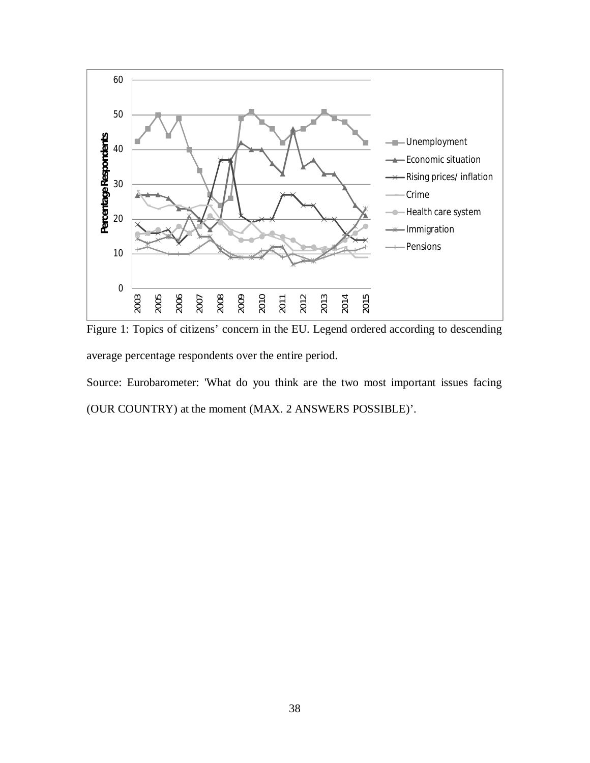Figure 1: Topics of citizens' concern in the EU. Legend ordered according to descending average percentage respondents over the entire period.

Source: Eurobarometer: 'What do you think are the two most important issues facing (OUR COUNTRY) at the moment (MAX. 2 ANSWERS POSSIBLE)'.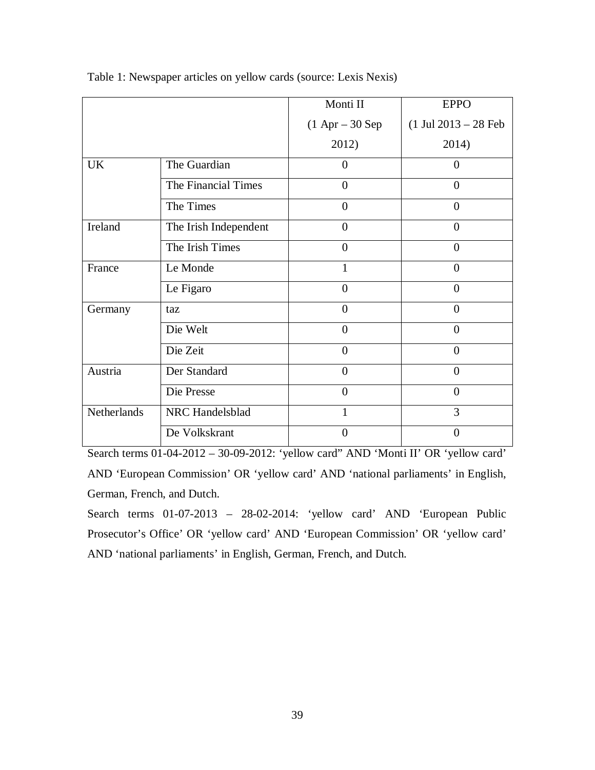Table 1: Newspaper articles on yellow cards (source: Lexis Nexis)

| | | Monti II (1 Apr – 30 Sep 2012) | EPPO (1 Jul 2013 – 28 Feb 2014) |
|---|---|---|---|
| UK | The Guardian | 0 | 0 |
| | The Financial Times | 0 | 0 |
| | The Times | 0 | 0 |
| Ireland | The Irish Independent | 0 | 0 |
| | The Irish Times | 0 | 0 |
| France | Le Monde | 1 | 0 |
| | Le Figaro | 0 | 0 |
| Germany | taz | 0 | 0 |
| | Die Welt | 0 | 0 |
| | Die Zeit | 0 | 0 |
| Austria | Der Standard | 0 | 0 |
| | Die Presse | 0 | 0 |
| Netherlands | NRC Handelsblad | 1 | 3 |
| | De Volkskrant | 0 | 0 |

Search terms 01-04-2012 – 30-09-2012: 'yellow card" AND 'Monti II' OR 'yellow card' AND 'European Commission' OR 'yellow card' AND 'national parliaments' in English, German, French, and Dutch.

Search terms 01-07-2013 – 28-02-2014: 'yellow card' AND 'European Public Prosecutor's Office' OR 'yellow card' AND 'European Commission' OR 'yellow card' AND 'national parliaments' in English, German, French, and Dutch.